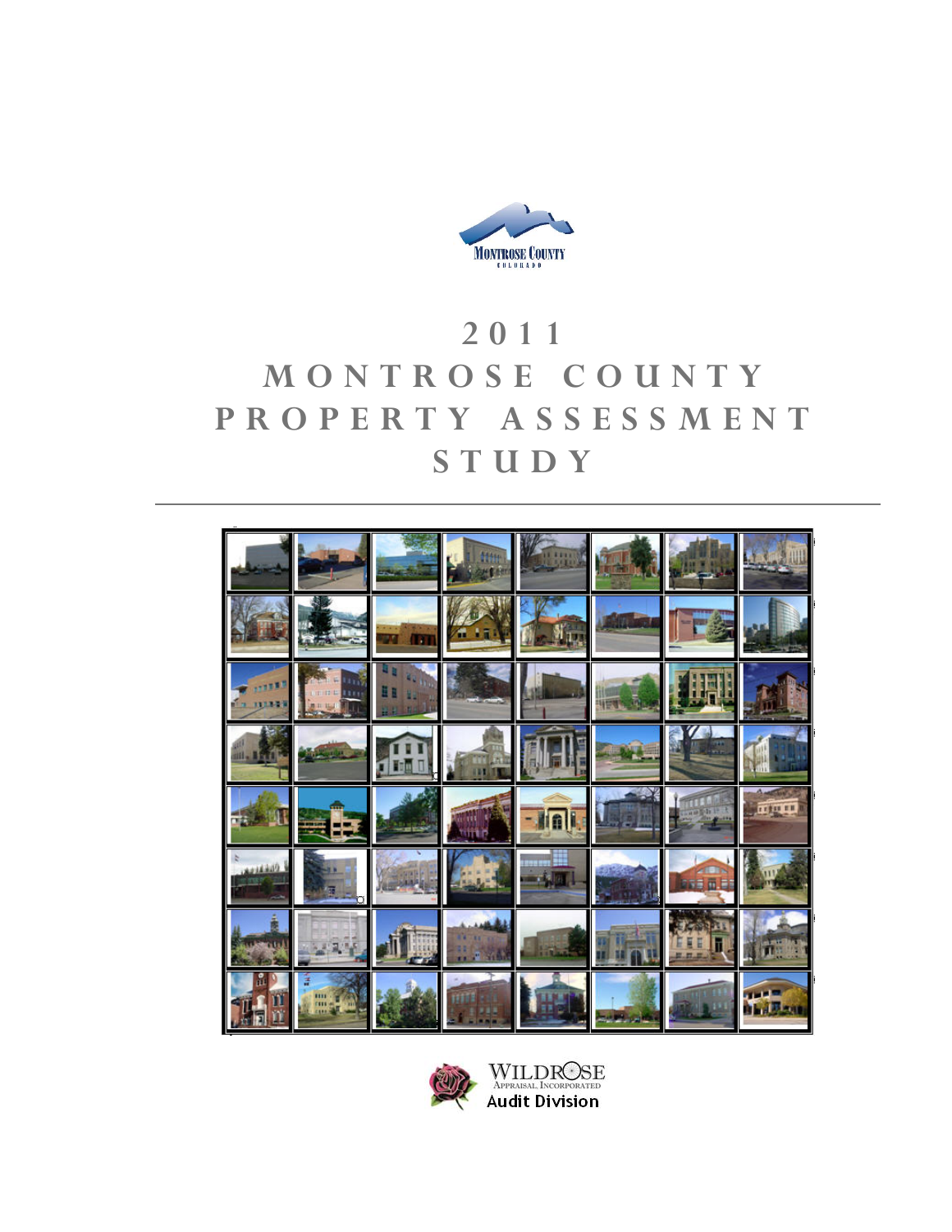Montrose County
Colorado

# 2011 MONTROSE COUNTY PROPERTY ASSESSMENT STUDY

Wildrose Appraisal, Incorporated
Audit Division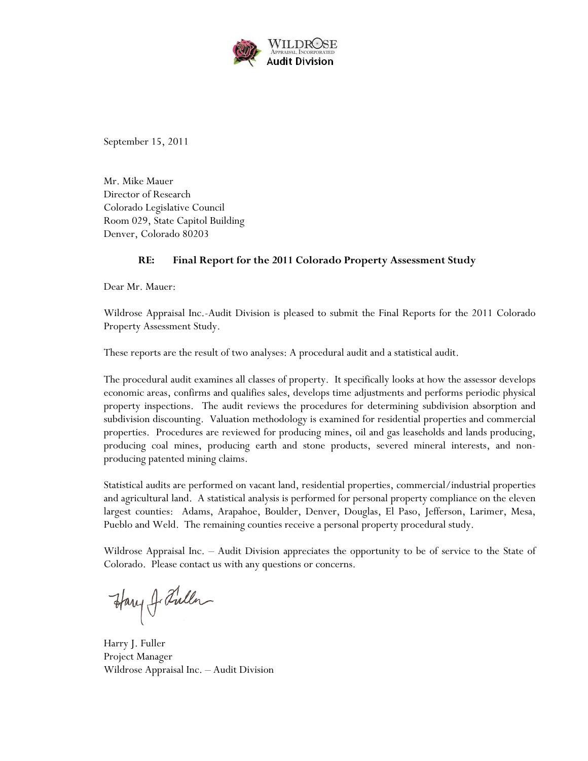Wildrose Appraisal, Incorporated
Audit Division

September 15, 2011

Mr. Mike Mauer
Director of Research
Colorado Legislative Council
Room 029, State Capitol Building
Denver, Colorado 80203

**RE: Final Report for the 2011 Colorado Property Assessment Study**

Dear Mr. Mauer:

Wildrose Appraisal Inc.-Audit Division is pleased to submit the Final Reports for the 2011 Colorado Property Assessment Study.

These reports are the result of two analyses: A procedural audit and a statistical audit.

The procedural audit examines all classes of property. It specifically looks at how the assessor develops economic areas, confirms and qualifies sales, develops time adjustments and performs periodic physical property inspections. The audit reviews the procedures for determining subdivision absorption and subdivision discounting. Valuation methodology is examined for residential properties and commercial properties. Procedures are reviewed for producing mines, oil and gas leaseholds and lands producing, producing coal mines, producing earth and stone products, severed mineral interests, and non-producing patented mining claims.

Statistical audits are performed on vacant land, residential properties, commercial/industrial properties and agricultural land. A statistical analysis is performed for personal property compliance on the eleven largest counties: Adams, Arapahoe, Boulder, Denver, Douglas, El Paso, Jefferson, Larimer, Mesa, Pueblo and Weld. The remaining counties receive a personal property procedural study.

Wildrose Appraisal Inc. – Audit Division appreciates the opportunity to be of service to the State of Colorado. Please contact us with any questions or concerns.

Harry J. Fuller
Project Manager
Wildrose Appraisal Inc. – Audit Division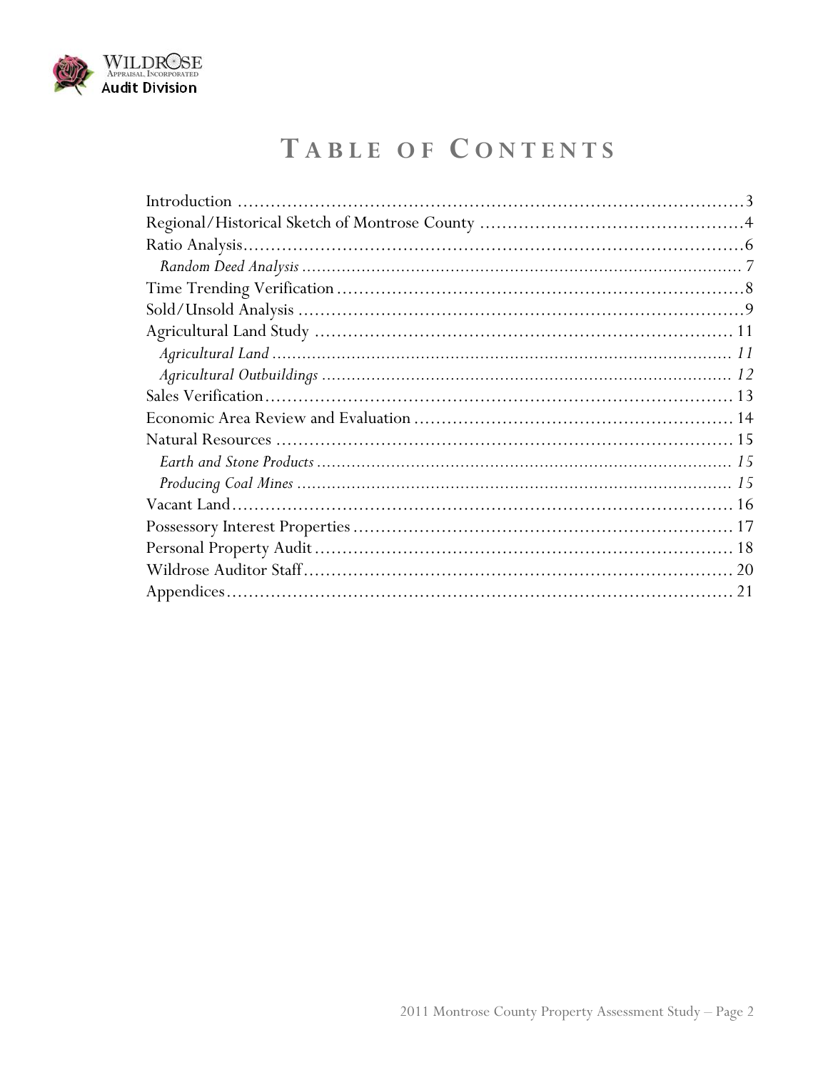# Table of Contents

Introduction ..........................................................................................3
Regional/Historical Sketch of Montrose County ..............................................4
Ratio Analysis..........................................................................................6
*Random Deed Analysis* ......................................................................................7
Time Trending Verification..........................................................................8
Sold/Unsold Analysis ................................................................................9
Agricultural Land Study ............................................................................11
*Agricultural Land* ..........................................................................................11
*Agricultural Outbuildings* ..............................................................................12
Sales Verification....................................................................................13
Economic Area Review and Evaluation .........................................................14
Natural Resources ..................................................................................15
*Earth and Stone Products* ................................................................................15
*Producing Coal Mines* .....................................................................................15
Vacant Land..........................................................................................16
Possessory Interest Properties ....................................................................17
Personal Property Audit ...........................................................................18
Wildrose Auditor Staff.............................................................................20
Appendices...........................................................................................21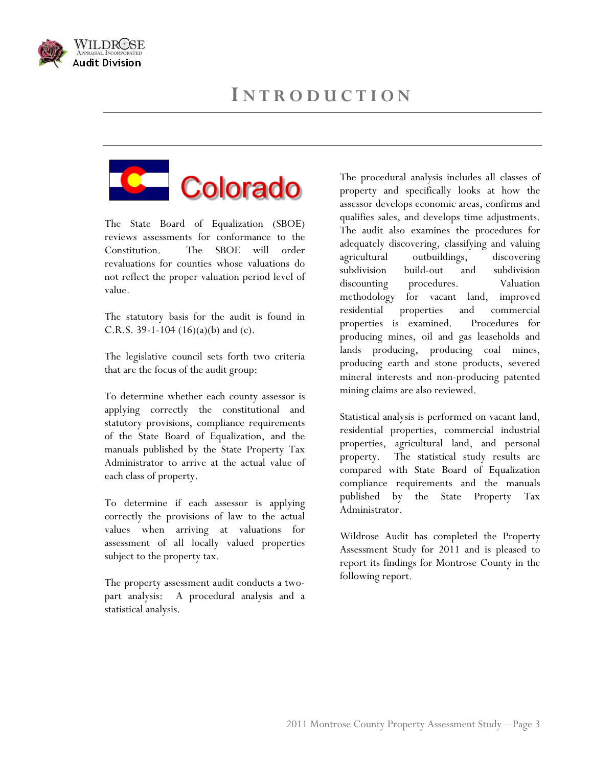# INTRODUCTION

Colorado

The State Board of Equalization (SBOE) reviews assessments for conformance to the Constitution. The SBOE will order revaluations for counties whose valuations do not reflect the proper valuation period level of value.

The statutory basis for the audit is found in C.R.S. 39-1-104 (16)(a)(b) and (c).

The legislative council sets forth two criteria that are the focus of the audit group:

To determine whether each county assessor is applying correctly the constitutional and statutory provisions, compliance requirements of the State Board of Equalization, and the manuals published by the State Property Tax Administrator to arrive at the actual value of each class of property.

To determine if each assessor is applying correctly the provisions of law to the actual values when arriving at valuations for assessment of all locally valued properties subject to the property tax.

The property assessment audit conducts a two-part analysis: A procedural analysis and a statistical analysis.

The procedural analysis includes all classes of property and specifically looks at how the assessor develops economic areas, confirms and qualifies sales, and develops time adjustments. The audit also examines the procedures for adequately discovering, classifying and valuing agricultural outbuildings, discovering subdivision build-out and subdivision discounting procedures. Valuation methodology for vacant land, improved residential properties and commercial properties is examined. Procedures for producing mines, oil and gas leaseholds and lands producing, producing coal mines, producing earth and stone products, severed mineral interests and non-producing patented mining claims are also reviewed.

Statistical analysis is performed on vacant land, residential properties, commercial industrial properties, agricultural land, and personal property. The statistical study results are compared with State Board of Equalization compliance requirements and the manuals published by the State Property Tax Administrator.

Wildrose Audit has completed the Property Assessment Study for 2011 and is pleased to report its findings for Montrose County in the following report.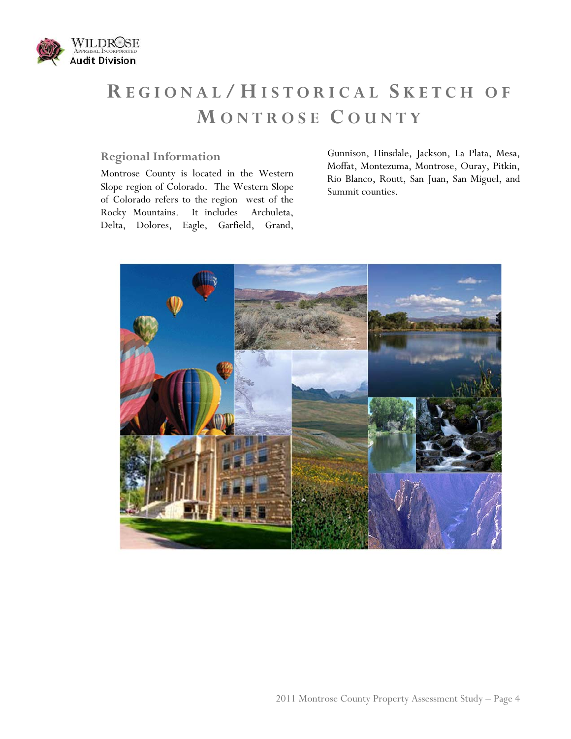# Regional/Historical Sketch of Montrose County

## Regional Information

Montrose County is located in the Western Slope region of Colorado. The Western Slope of Colorado refers to the region west of the Rocky Mountains. It includes Archuleta, Delta, Dolores, Eagle, Garfield, Grand, Gunnison, Hinsdale, Jackson, La Plata, Mesa, Moffat, Montezuma, Montrose, Ouray, Pitkin, Rio Blanco, Routt, San Juan, San Miguel, and Summit counties.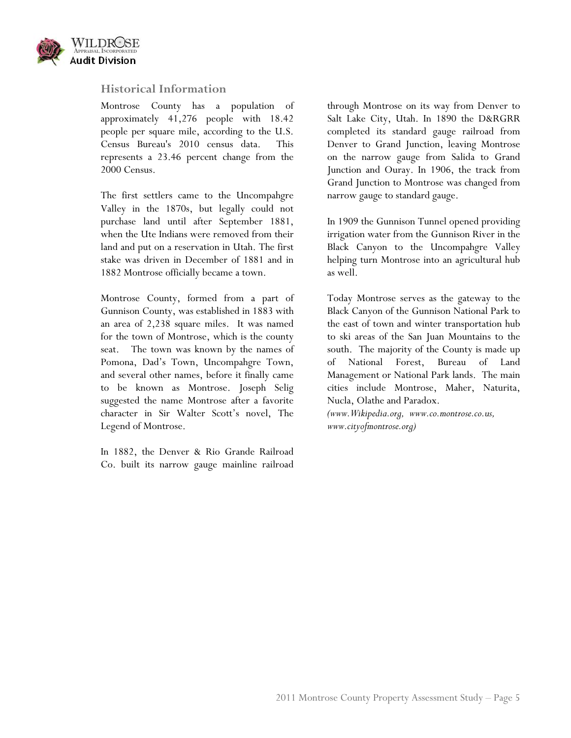## Historical Information

Montrose County has a population of approximately 41,276 people with 18.42 people per square mile, according to the U.S. Census Bureau's 2010 census data. This represents a 23.46 percent change from the 2000 Census.

The first settlers came to the Uncompahgre Valley in the 1870s, but legally could not purchase land until after September 1881, when the Ute Indians were removed from their land and put on a reservation in Utah. The first stake was driven in December of 1881 and in 1882 Montrose officially became a town.

Montrose County, formed from a part of Gunnison County, was established in 1883 with an area of 2,238 square miles. It was named for the town of Montrose, which is the county seat. The town was known by the names of Pomona, Dad's Town, Uncompahgre Town, and several other names, before it finally came to be known as Montrose. Joseph Selig suggested the name Montrose after a favorite character in Sir Walter Scott's novel, The Legend of Montrose.

In 1882, the Denver & Rio Grande Railroad Co. built its narrow gauge mainline railroad through Montrose on its way from Denver to Salt Lake City, Utah. In 1890 the D&RGRR completed its standard gauge railroad from Denver to Grand Junction, leaving Montrose on the narrow gauge from Salida to Grand Junction and Ouray. In 1906, the track from Grand Junction to Montrose was changed from narrow gauge to standard gauge.

In 1909 the Gunnison Tunnel opened providing irrigation water from the Gunnison River in the Black Canyon to the Uncompahgre Valley helping turn Montrose into an agricultural hub as well.

Today Montrose serves as the gateway to the Black Canyon of the Gunnison National Park to the east of town and winter transportation hub to ski areas of the San Juan Mountains to the south. The majority of the County is made up of National Forest, Bureau of Land Management or National Park lands. The main cities include Montrose, Maher, Naturita, Nucla, Olathe and Paradox.

*(www.Wikipedia.org, www.co.montrose.co.us, www.cityofmontrose.org)*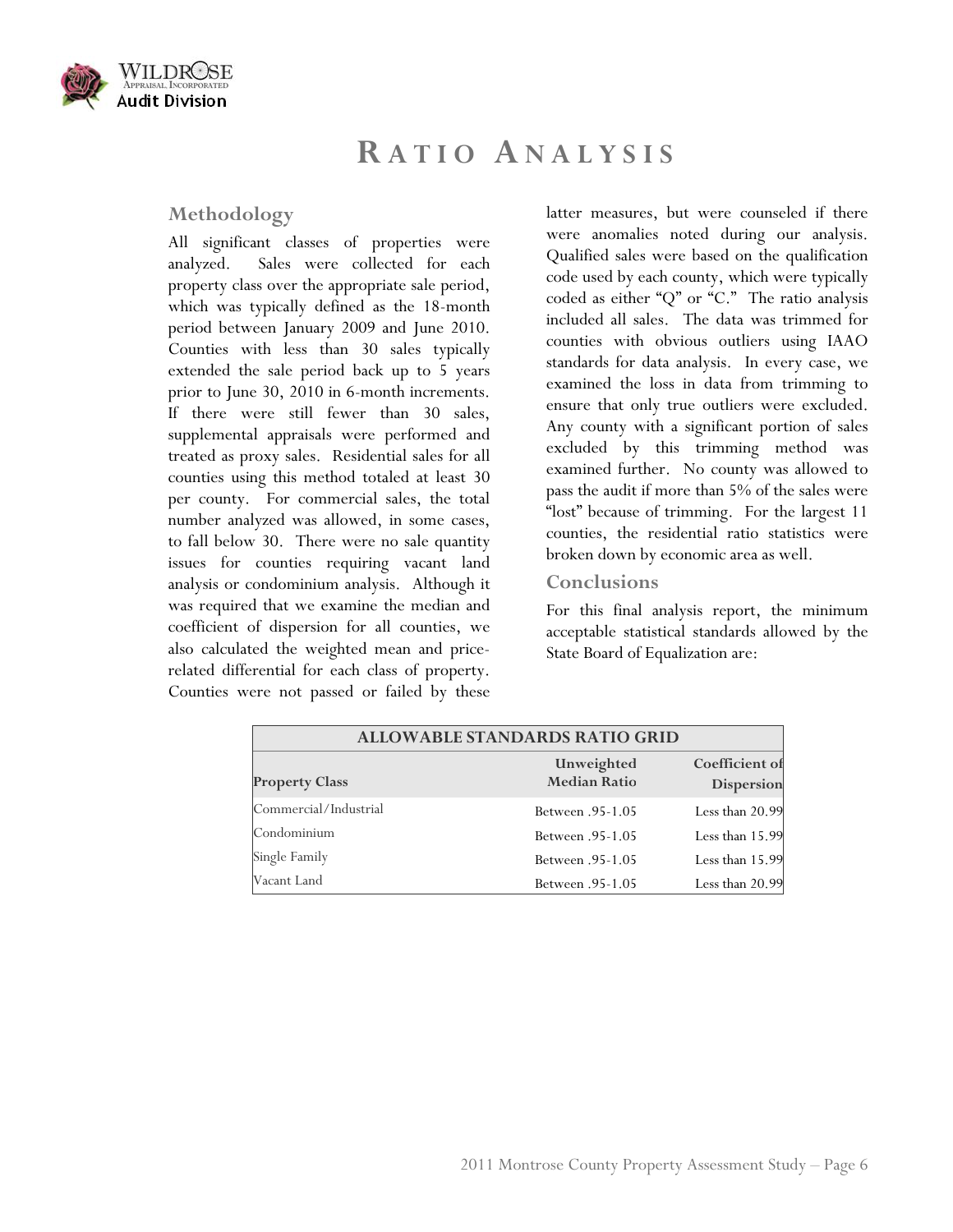# RATIO ANALYSIS

## Methodology

All significant classes of properties were analyzed. Sales were collected for each property class over the appropriate sale period, which was typically defined as the 18-month period between January 2009 and June 2010. Counties with less than 30 sales typically extended the sale period back up to 5 years prior to June 30, 2010 in 6-month increments. If there were still fewer than 30 sales, supplemental appraisals were performed and treated as proxy sales. Residential sales for all counties using this method totaled at least 30 per county. For commercial sales, the total number analyzed was allowed, in some cases, to fall below 30. There were no sale quantity issues for counties requiring vacant land analysis or condominium analysis. Although it was required that we examine the median and coefficient of dispersion for all counties, we also calculated the weighted mean and price-related differential for each class of property. Counties were not passed or failed by these latter measures, but were counseled if there were anomalies noted during our analysis. Qualified sales were based on the qualification code used by each county, which were typically coded as either "Q" or "C." The ratio analysis included all sales. The data was trimmed for counties with obvious outliers using IAAO standards for data analysis. In every case, we examined the loss in data from trimming to ensure that only true outliers were excluded. Any county with a significant portion of sales excluded by this trimming method was examined further. No county was allowed to pass the audit if more than 5% of the sales were "lost" because of trimming. For the largest 11 counties, the residential ratio statistics were broken down by economic area as well.

## Conclusions

For this final analysis report, the minimum acceptable statistical standards allowed by the State Board of Equalization are:

| ALLOWABLE STANDARDS RATIO GRID | | |
|---|---|---|
| **Property Class** | **Unweighted Median Ratio** | **Coefficient of Dispersion** |
| Commercial/Industrial | Between .95-1.05 | Less than 20.99 |
| Condominium | Between .95-1.05 | Less than 15.99 |
| Single Family | Between .95-1.05 | Less than 15.99 |
| Vacant Land | Between .95-1.05 | Less than 20.99 |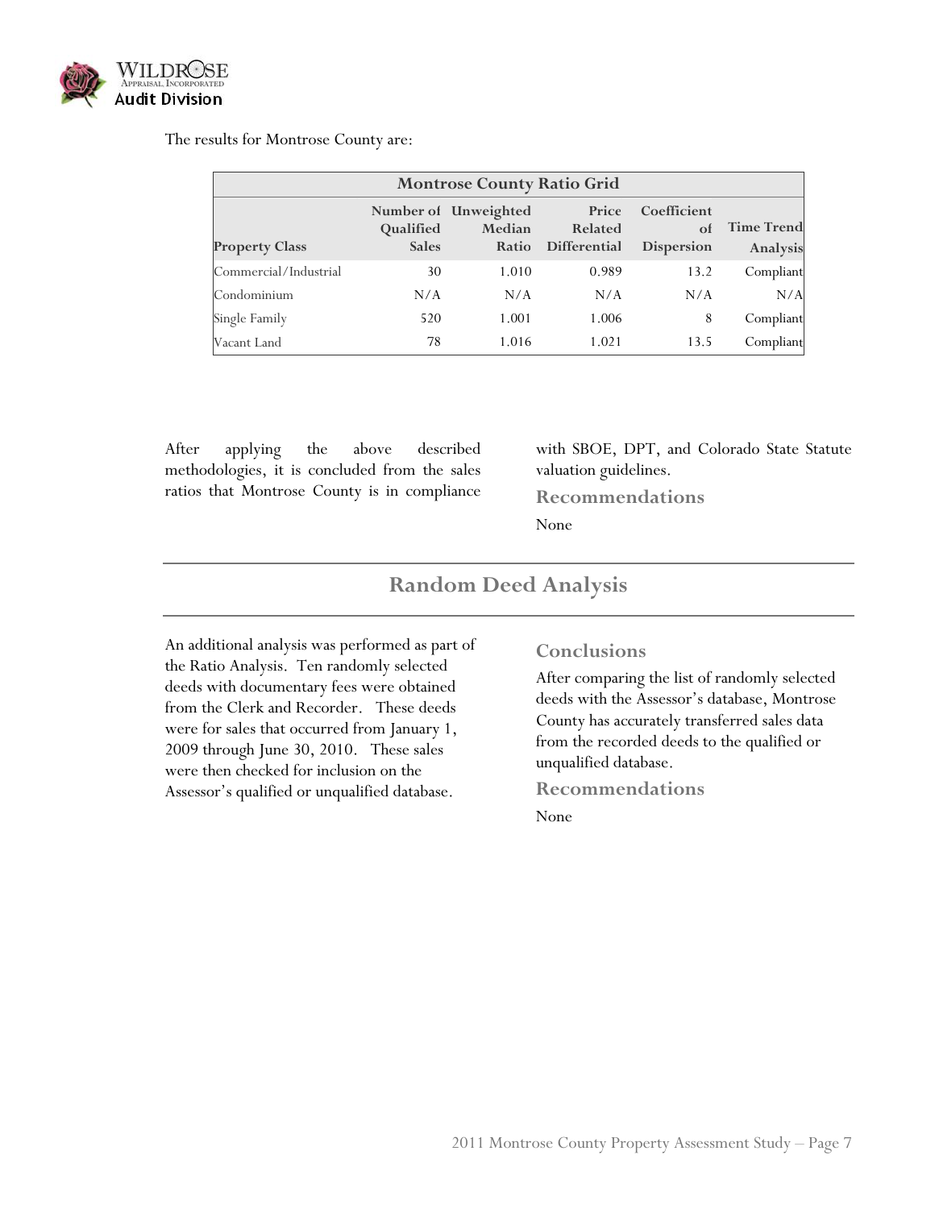The results for Montrose County are:

| Montrose County Ratio Grid | | | | | |
|---|---|---|---|---|---|
| Property Class | Number of Qualified Sales | Unweighted Median Ratio | Price Related Differential | Coefficient of Dispersion | Time Trend Analysis |
| Commercial/Industrial | 30 | 1.010 | 0.989 | 13.2 | Compliant |
| Condominium | N/A | N/A | N/A | N/A | N/A |
| Single Family | 520 | 1.001 | 1.006 | 8 | Compliant |
| Vacant Land | 78 | 1.016 | 1.021 | 13.5 | Compliant |

After applying the above described methodologies, it is concluded from the sales ratios that Montrose County is in compliance with SBOE, DPT, and Colorado State Statute valuation guidelines.

### Recommendations

None

## Random Deed Analysis

An additional analysis was performed as part of the Ratio Analysis. Ten randomly selected deeds with documentary fees were obtained from the Clerk and Recorder. These deeds were for sales that occurred from January 1, 2009 through June 30, 2010. These sales were then checked for inclusion on the Assessor's qualified or unqualified database.

### Conclusions

After comparing the list of randomly selected deeds with the Assessor's database, Montrose County has accurately transferred sales data from the recorded deeds to the qualified or unqualified database.

### Recommendations

None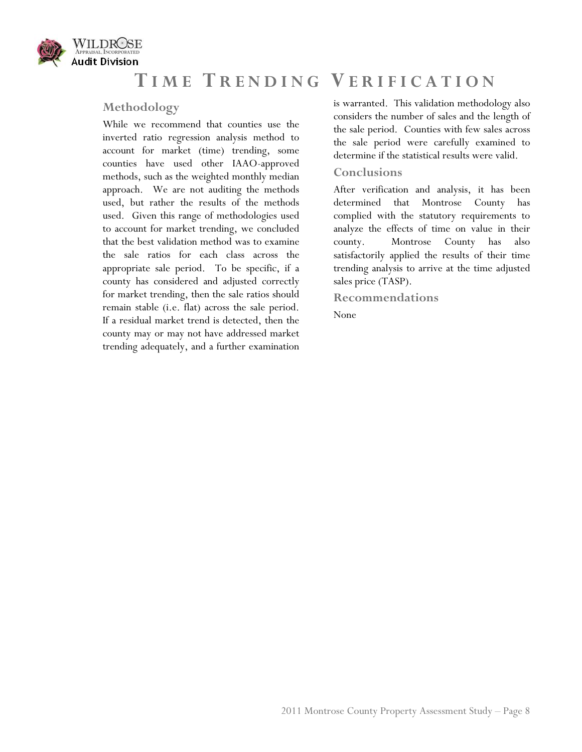# TIME TRENDING VERIFICATION

## Methodology

While we recommend that counties use the inverted ratio regression analysis method to account for market (time) trending, some counties have used other IAAO-approved methods, such as the weighted monthly median approach. We are not auditing the methods used, but rather the results of the methods used. Given this range of methodologies used to account for market trending, we concluded that the best validation method was to examine the sale ratios for each class across the appropriate sale period. To be specific, if a county has considered and adjusted correctly for market trending, then the sale ratios should remain stable (i.e. flat) across the sale period. If a residual market trend is detected, then the county may or may not have addressed market trending adequately, and a further examination is warranted. This validation methodology also considers the number of sales and the length of the sale period. Counties with few sales across the sale period were carefully examined to determine if the statistical results were valid.

## Conclusions

After verification and analysis, it has been determined that Montrose County has complied with the statutory requirements to analyze the effects of time on value in their county. Montrose County has also satisfactorily applied the results of their time trending analysis to arrive at the time adjusted sales price (TASP).

## Recommendations

None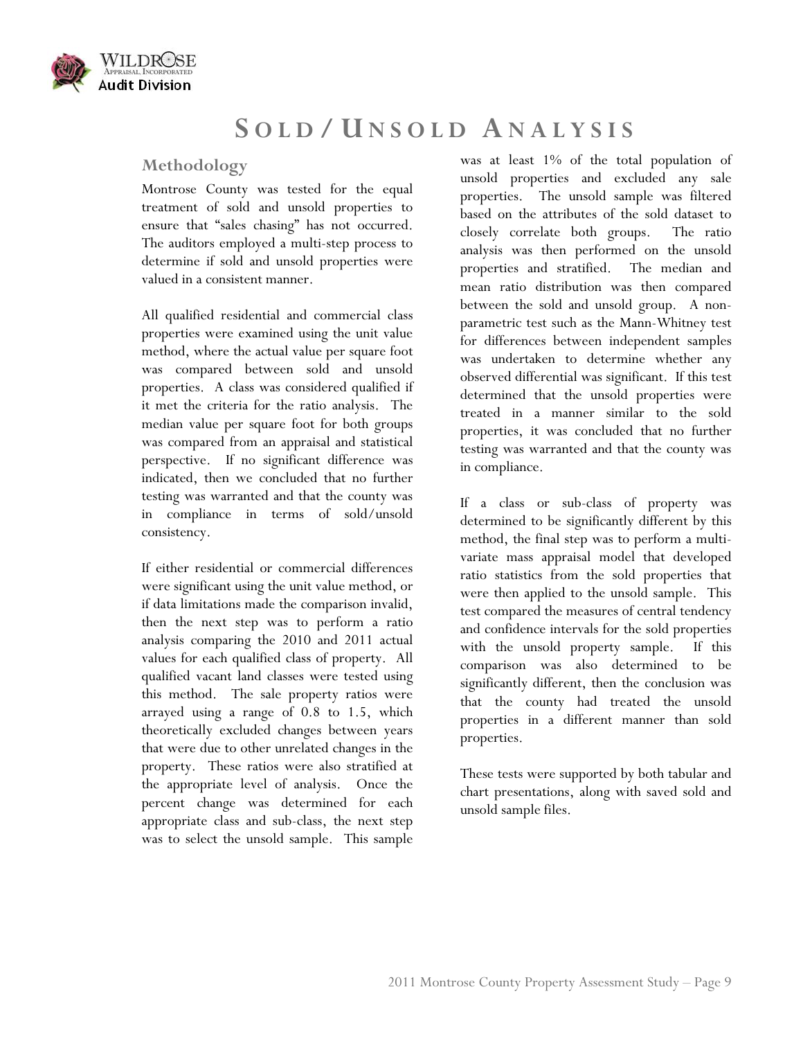# SOLD/UNSOLD ANALYSIS

## Methodology

Montrose County was tested for the equal treatment of sold and unsold properties to ensure that "sales chasing" has not occurred. The auditors employed a multi-step process to determine if sold and unsold properties were valued in a consistent manner.

All qualified residential and commercial class properties were examined using the unit value method, where the actual value per square foot was compared between sold and unsold properties. A class was considered qualified if it met the criteria for the ratio analysis. The median value per square foot for both groups was compared from an appraisal and statistical perspective. If no significant difference was indicated, then we concluded that no further testing was warranted and that the county was in compliance in terms of sold/unsold consistency.

If either residential or commercial differences were significant using the unit value method, or if data limitations made the comparison invalid, then the next step was to perform a ratio analysis comparing the 2010 and 2011 actual values for each qualified class of property. All qualified vacant land classes were tested using this method. The sale property ratios were arrayed using a range of 0.8 to 1.5, which theoretically excluded changes between years that were due to other unrelated changes in the property. These ratios were also stratified at the appropriate level of analysis. Once the percent change was determined for each appropriate class and sub-class, the next step was to select the unsold sample. This sample was at least 1% of the total population of unsold properties and excluded any sale properties. The unsold sample was filtered based on the attributes of the sold dataset to closely correlate both groups. The ratio analysis was then performed on the unsold properties and stratified. The median and mean ratio distribution was then compared between the sold and unsold group. A non-parametric test such as the Mann-Whitney test for differences between independent samples was undertaken to determine whether any observed differential was significant. If this test determined that the unsold properties were treated in a manner similar to the sold properties, it was concluded that no further testing was warranted and that the county was in compliance.

If a class or sub-class of property was determined to be significantly different by this method, the final step was to perform a multi-variate mass appraisal model that developed ratio statistics from the sold properties that were then applied to the unsold sample. This test compared the measures of central tendency and confidence intervals for the sold properties with the unsold property sample. If this comparison was also determined to be significantly different, then the conclusion was that the county had treated the unsold properties in a different manner than sold properties.

These tests were supported by both tabular and chart presentations, along with saved sold and unsold sample files.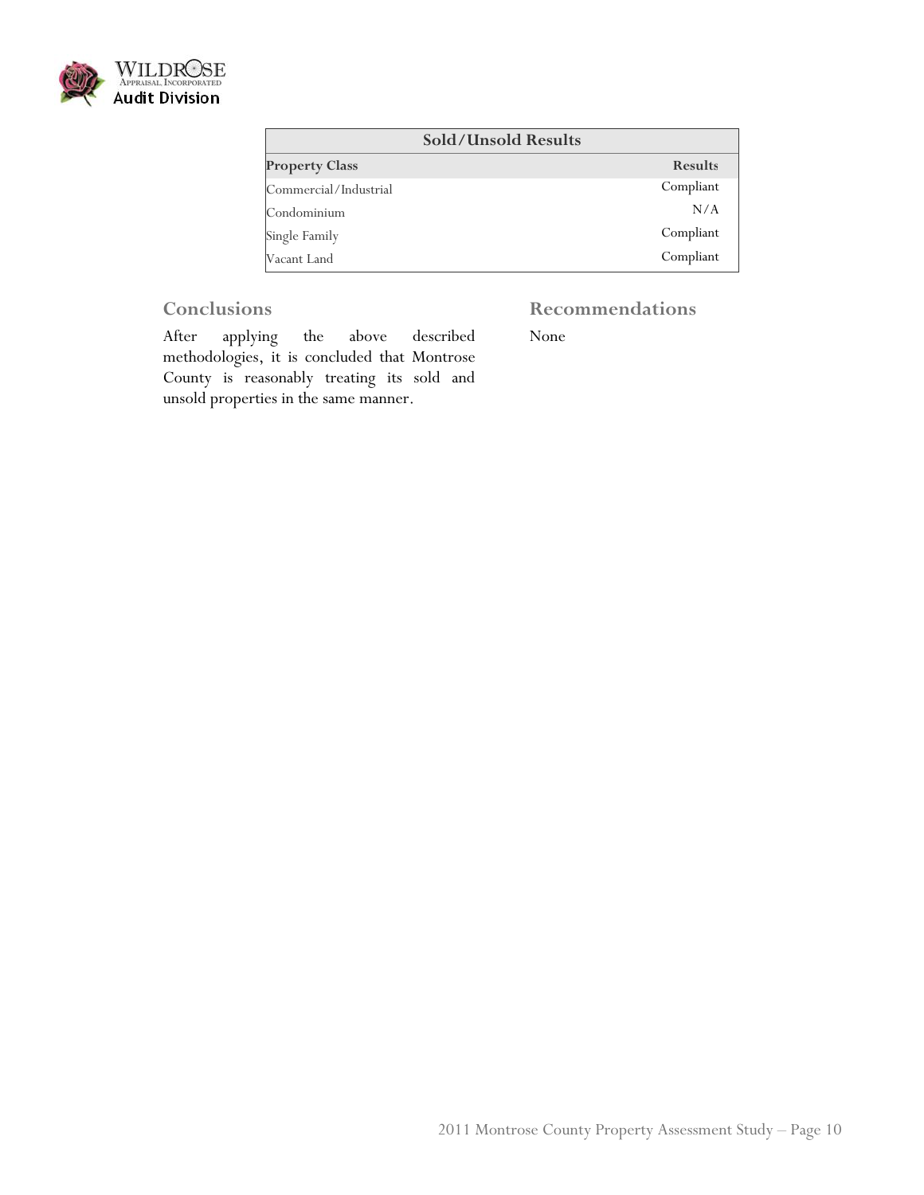| Sold/Unsold Results | |
|---|---|
| **Property Class** | **Results** |
| Commercial/Industrial | Compliant |
| Condominium | N/A |
| Single Family | Compliant |
| Vacant Land | Compliant |

## Conclusions

After applying the above described methodologies, it is concluded that Montrose County is reasonably treating its sold and unsold properties in the same manner.

## Recommendations

None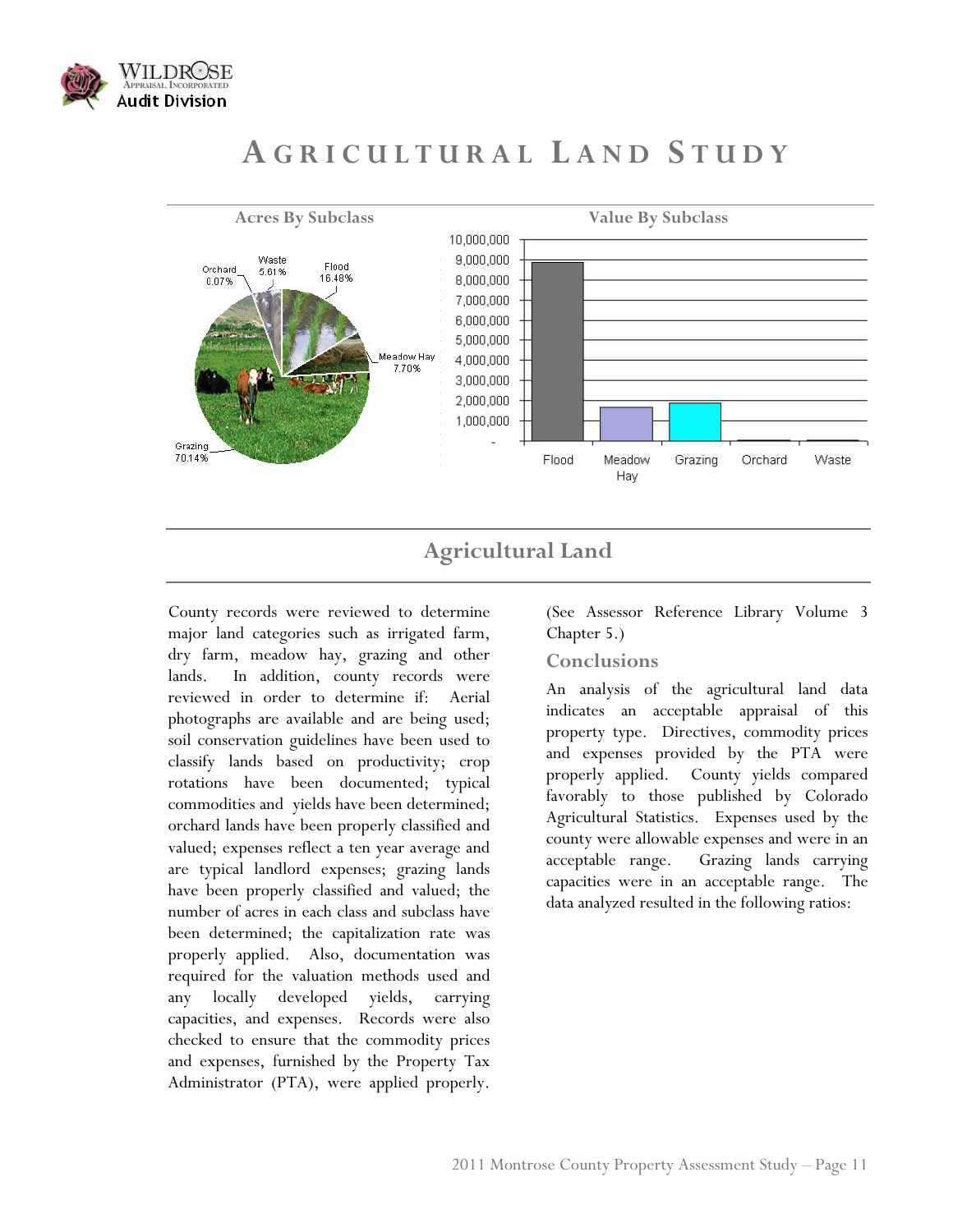# AGRICULTURAL LAND STUDY

**Acres By Subclass**

Orchard 0.07%
Waste 5.61%
Flood 16.48%
Meadow Hay 7.70%
Grazing 70.14%

**Value By Subclass**

10,000,000
9,000,000
8,000,000
7,000,000
6,000,000
5,000,000
4,000,000
3,000,000
2,000,000
1,000,000
-

Flood | Meadow Hay | Grazing | Orchard | Waste

## Agricultural Land

County records were reviewed to determine major land categories such as irrigated farm, dry farm, meadow hay, grazing and other lands. In addition, county records were reviewed in order to determine if: Aerial photographs are available and are being used; soil conservation guidelines have been used to classify lands based on productivity; crop rotations have been documented; typical commodities and yields have been determined; orchard lands have been properly classified and valued; expenses reflect a ten year average and are typical landlord expenses; grazing lands have been properly classified and valued; the number of acres in each class and subclass have been determined; the capitalization rate was properly applied. Also, documentation was required for the valuation methods used and any locally developed yields, carrying capacities, and expenses. Records were also checked to ensure that the commodity prices and expenses, furnished by the Property Tax Administrator (PTA), were applied properly. (See Assessor Reference Library Volume 3 Chapter 5.)

### Conclusions

An analysis of the agricultural land data indicates an acceptable appraisal of this property type. Directives, commodity prices and expenses provided by the PTA were properly applied. County yields compared favorably to those published by Colorado Agricultural Statistics. Expenses used by the county were allowable expenses and were in an acceptable range. Grazing lands carrying capacities were in an acceptable range. The data analyzed resulted in the following ratios: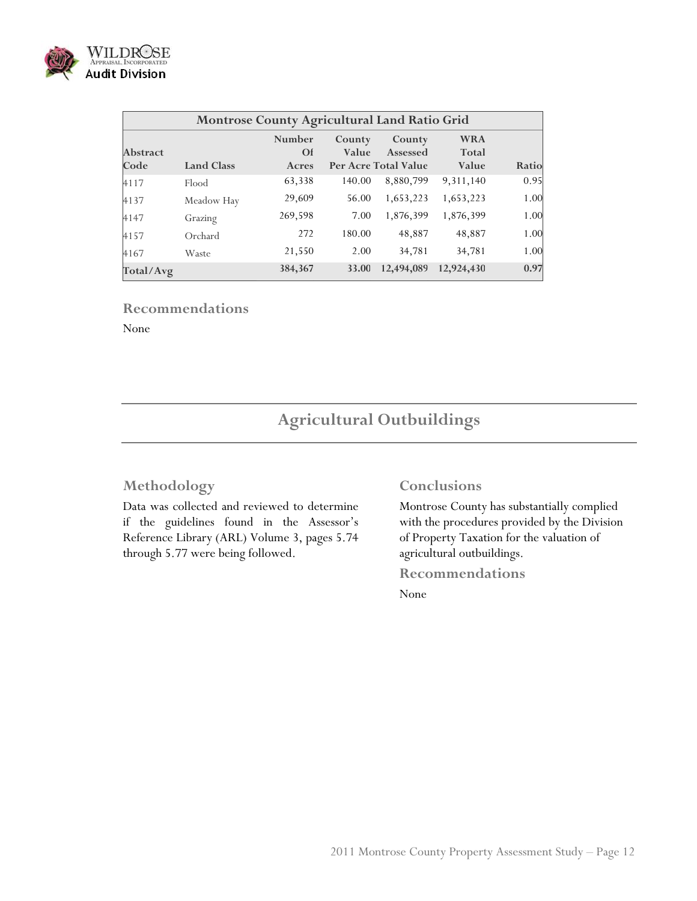| Montrose County Agricultural Land Ratio Grid | | | | | | |
|---|---|---|---|---|---|---|
| Abstract Code | Land Class | Number Of Acres | County Value Per Acre | County Assessed Total Value | WRA Total Value | Ratio |
| 4117 | Flood | 63,338 | 140.00 | 8,880,799 | 9,311,140 | 0.95 |
| 4137 | Meadow Hay | 29,609 | 56.00 | 1,653,223 | 1,653,223 | 1.00 |
| 4147 | Grazing | 269,598 | 7.00 | 1,876,399 | 1,876,399 | 1.00 |
| 4157 | Orchard | 272 | 180.00 | 48,887 | 48,887 | 1.00 |
| 4167 | Waste | 21,550 | 2.00 | 34,781 | 34,781 | 1.00 |
| **Total/Avg** | | **384,367** | **33.00** | **12,494,089** | **12,924,430** | **0.97** |

### Recommendations

None

## Agricultural Outbuildings

### Methodology

Data was collected and reviewed to determine if the guidelines found in the Assessor's Reference Library (ARL) Volume 3, pages 5.74 through 5.77 were being followed.

### Conclusions

Montrose County has substantially complied with the procedures provided by the Division of Property Taxation for the valuation of agricultural outbuildings.

### Recommendations

None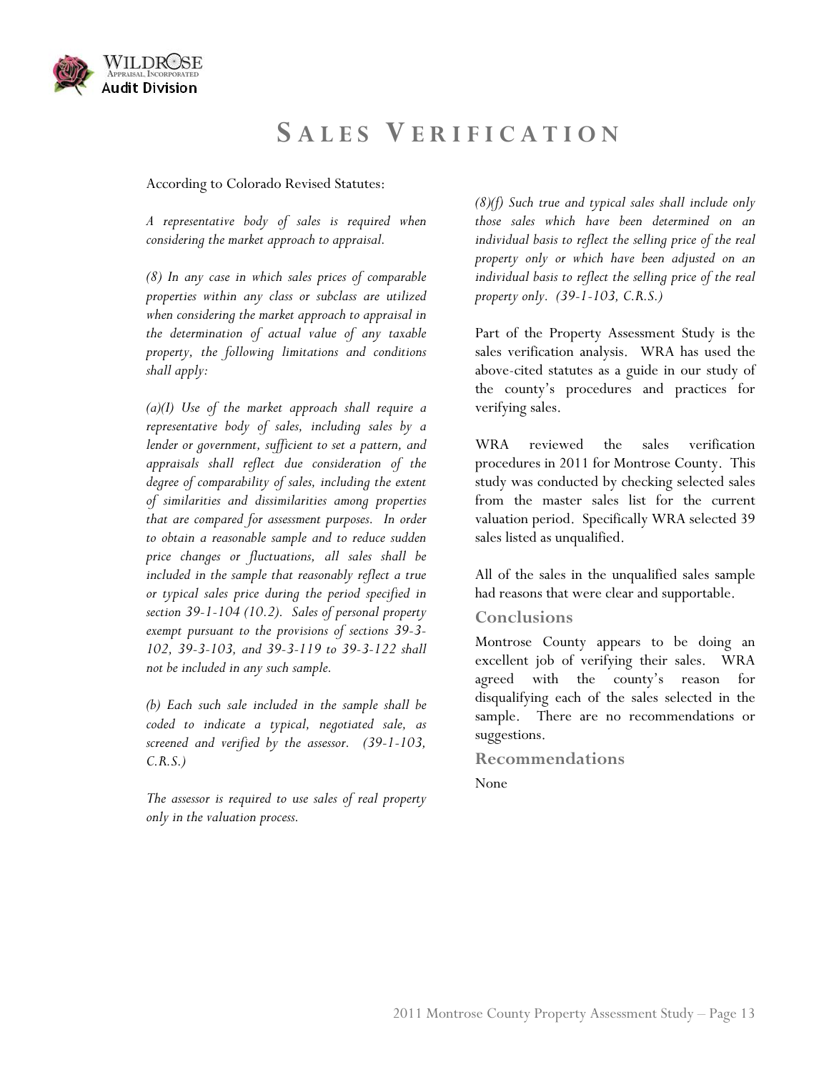# Sales Verification

According to Colorado Revised Statutes:

*A representative body of sales is required when considering the market approach to appraisal.*

*(8) In any case in which sales prices of comparable properties within any class or subclass are utilized when considering the market approach to appraisal in the determination of actual value of any taxable property, the following limitations and conditions shall apply:*

*(a)(I) Use of the market approach shall require a representative body of sales, including sales by a lender or government, sufficient to set a pattern, and appraisals shall reflect due consideration of the degree of comparability of sales, including the extent of similarities and dissimilarities among properties that are compared for assessment purposes. In order to obtain a reasonable sample and to reduce sudden price changes or fluctuations, all sales shall be included in the sample that reasonably reflect a true or typical sales price during the period specified in section 39-1-104 (10.2). Sales of personal property exempt pursuant to the provisions of sections 39-3-102, 39-3-103, and 39-3-119 to 39-3-122 shall not be included in any such sample.*

*(b) Each such sale included in the sample shall be coded to indicate a typical, negotiated sale, as screened and verified by the assessor. (39-1-103, C.R.S.)*

*The assessor is required to use sales of real property only in the valuation process.*

*(8)(f) Such true and typical sales shall include only those sales which have been determined on an individual basis to reflect the selling price of the real property only or which have been adjusted on an individual basis to reflect the selling price of the real property only. (39-1-103, C.R.S.)*

Part of the Property Assessment Study is the sales verification analysis. WRA has used the above-cited statutes as a guide in our study of the county's procedures and practices for verifying sales.

WRA reviewed the sales verification procedures in 2011 for Montrose County. This study was conducted by checking selected sales from the master sales list for the current valuation period. Specifically WRA selected 39 sales listed as unqualified.

All of the sales in the unqualified sales sample had reasons that were clear and supportable.

## Conclusions

Montrose County appears to be doing an excellent job of verifying their sales. WRA agreed with the county's reason for disqualifying each of the sales selected in the sample. There are no recommendations or suggestions.

## Recommendations

None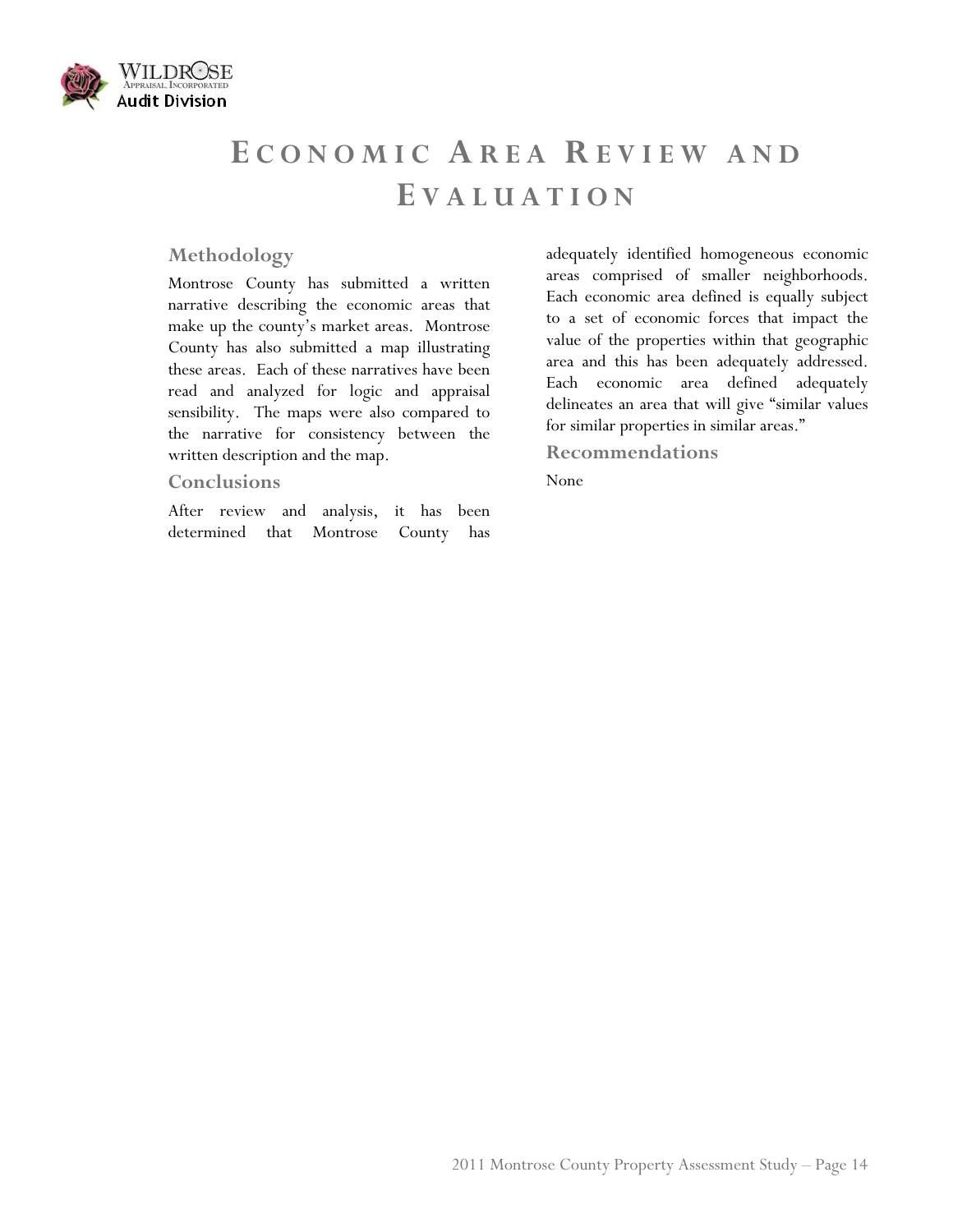# Economic Area Review and Evaluation

## Methodology

Montrose County has submitted a written narrative describing the economic areas that make up the county's market areas. Montrose County has also submitted a map illustrating these areas. Each of these narratives have been read and analyzed for logic and appraisal sensibility. The maps were also compared to the narrative for consistency between the written description and the map.

## Conclusions

After review and analysis, it has been determined that Montrose County has adequately identified homogeneous economic areas comprised of smaller neighborhoods. Each economic area defined is equally subject to a set of economic forces that impact the value of the properties within that geographic area and this has been adequately addressed. Each economic area defined adequately delineates an area that will give "similar values for similar properties in similar areas."

## Recommendations

None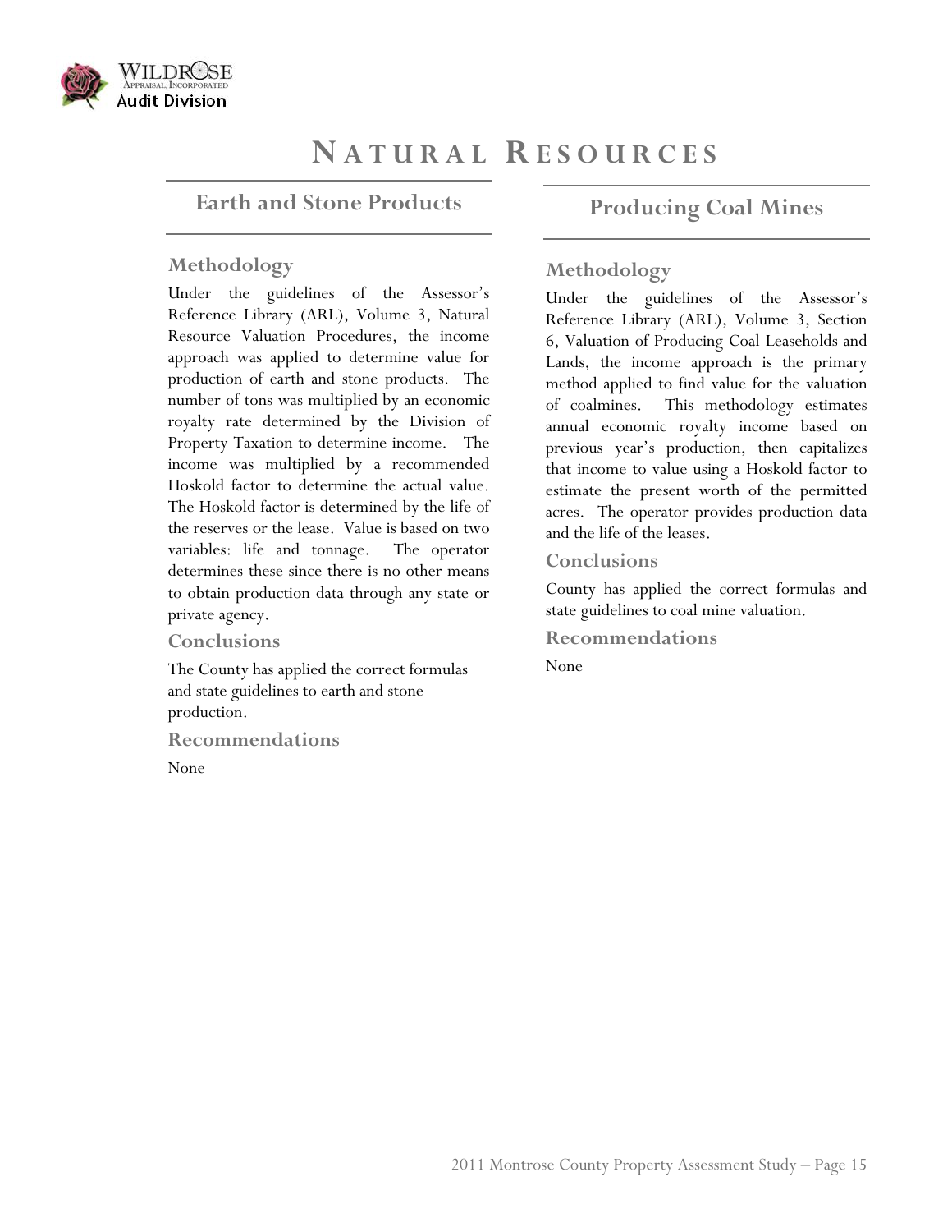# Natural Resources

## Earth and Stone Products

### Methodology

Under the guidelines of the Assessor's Reference Library (ARL), Volume 3, Natural Resource Valuation Procedures, the income approach was applied to determine value for production of earth and stone products. The number of tons was multiplied by an economic royalty rate determined by the Division of Property Taxation to determine income. The income was multiplied by a recommended Hoskold factor to determine the actual value. The Hoskold factor is determined by the life of the reserves or the lease. Value is based on two variables: life and tonnage. The operator determines these since there is no other means to obtain production data through any state or private agency.

### Conclusions

The County has applied the correct formulas and state guidelines to earth and stone production.

### Recommendations

None

## Producing Coal Mines

### Methodology

Under the guidelines of the Assessor's Reference Library (ARL), Volume 3, Section 6, Valuation of Producing Coal Leaseholds and Lands, the income approach is the primary method applied to find value for the valuation of coalmines. This methodology estimates annual economic royalty income based on previous year's production, then capitalizes that income to value using a Hoskold factor to estimate the present worth of the permitted acres. The operator provides production data and the life of the leases.

### Conclusions

County has applied the correct formulas and state guidelines to coal mine valuation.

### Recommendations

None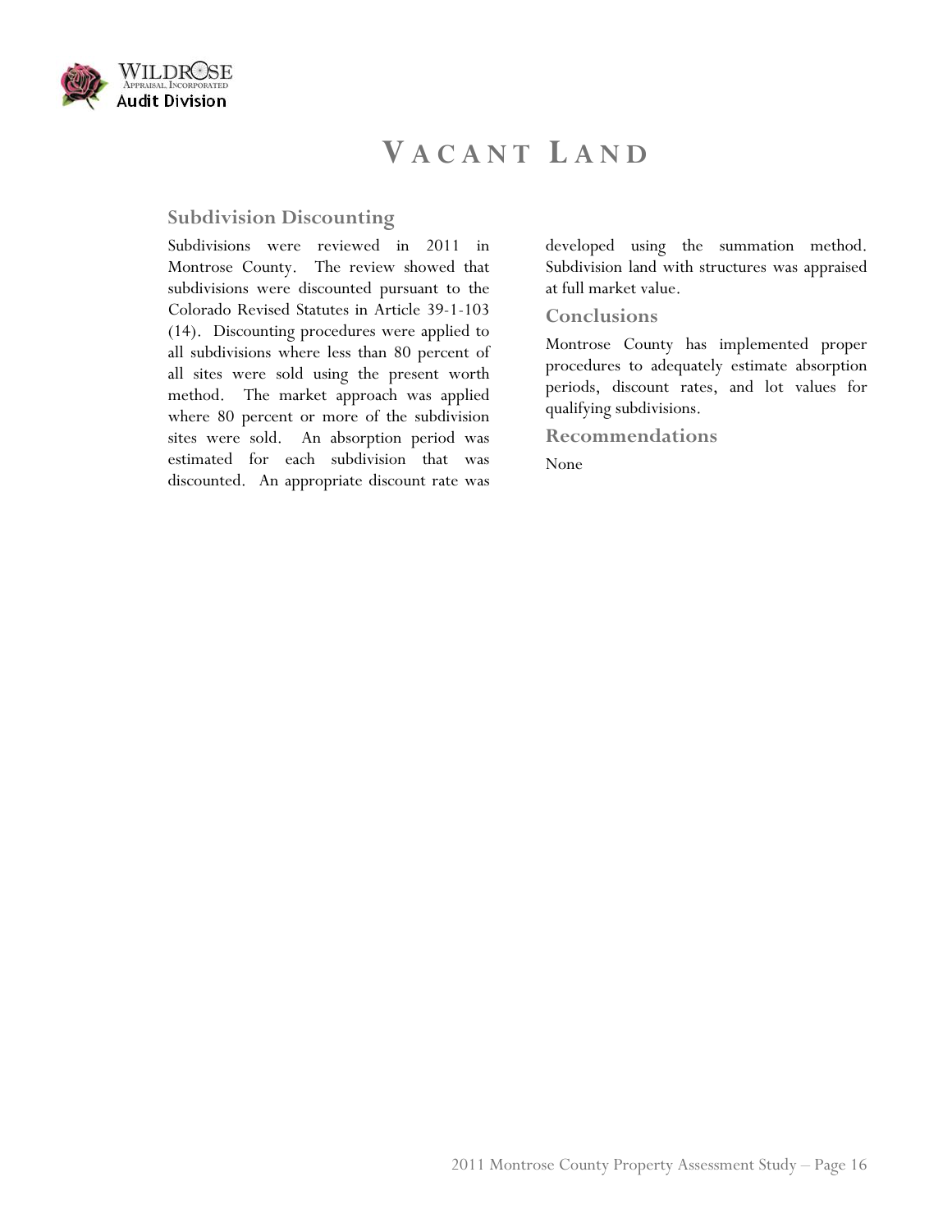# Vacant Land

## Subdivision Discounting

Subdivisions were reviewed in 2011 in Montrose County. The review showed that subdivisions were discounted pursuant to the Colorado Revised Statutes in Article 39-1-103 (14). Discounting procedures were applied to all subdivisions where less than 80 percent of all sites were sold using the present worth method. The market approach was applied where 80 percent or more of the subdivision sites were sold. An absorption period was estimated for each subdivision that was discounted. An appropriate discount rate was developed using the summation method. Subdivision land with structures was appraised at full market value.

### Conclusions

Montrose County has implemented proper procedures to adequately estimate absorption periods, discount rates, and lot values for qualifying subdivisions.

### Recommendations

None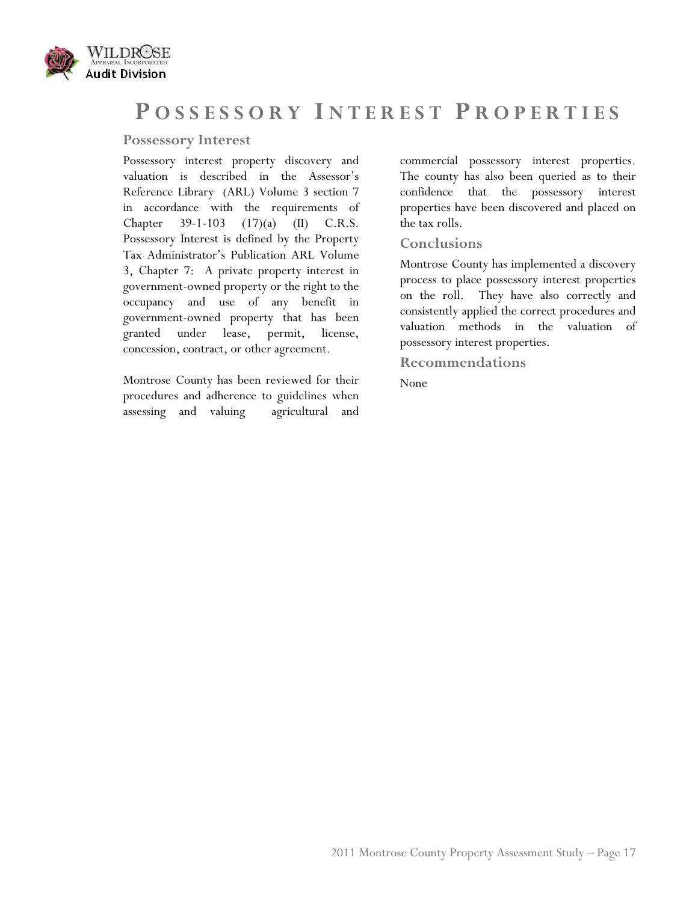# Possessory Interest Properties

## Possessory Interest

Possessory interest property discovery and valuation is described in the Assessor's Reference Library (ARL) Volume 3 section 7 in accordance with the requirements of Chapter 39-1-103 (17)(a) (II) C.R.S. Possessory Interest is defined by the Property Tax Administrator's Publication ARL Volume 3, Chapter 7: A private property interest in government-owned property or the right to the occupancy and use of any benefit in government-owned property that has been granted under lease, permit, license, concession, contract, or other agreement.

Montrose County has been reviewed for their procedures and adherence to guidelines when assessing and valuing agricultural and commercial possessory interest properties. The county has also been queried as to their confidence that the possessory interest properties have been discovered and placed on the tax rolls.

## Conclusions

Montrose County has implemented a discovery process to place possessory interest properties on the roll. They have also correctly and consistently applied the correct procedures and valuation methods in the valuation of possessory interest properties.

## Recommendations

None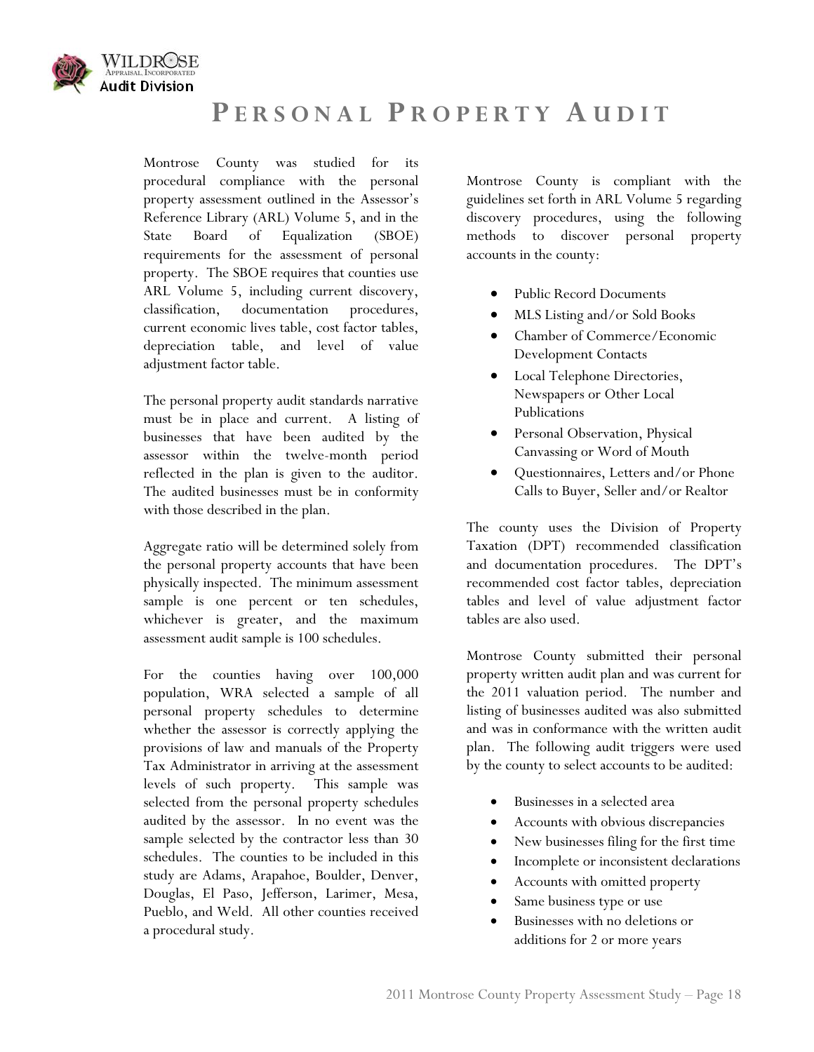# Personal Property Audit

Montrose County was studied for its procedural compliance with the personal property assessment outlined in the Assessor's Reference Library (ARL) Volume 5, and in the State Board of Equalization (SBOE) requirements for the assessment of personal property. The SBOE requires that counties use ARL Volume 5, including current discovery, classification, documentation procedures, current economic lives table, cost factor tables, depreciation table, and level of value adjustment factor table.

The personal property audit standards narrative must be in place and current. A listing of businesses that have been audited by the assessor within the twelve-month period reflected in the plan is given to the auditor. The audited businesses must be in conformity with those described in the plan.

Aggregate ratio will be determined solely from the personal property accounts that have been physically inspected. The minimum assessment sample is one percent or ten schedules, whichever is greater, and the maximum assessment audit sample is 100 schedules.

For the counties having over 100,000 population, WRA selected a sample of all personal property schedules to determine whether the assessor is correctly applying the provisions of law and manuals of the Property Tax Administrator in arriving at the assessment levels of such property. This sample was selected from the personal property schedules audited by the assessor. In no event was the sample selected by the contractor less than 30 schedules. The counties to be included in this study are Adams, Arapahoe, Boulder, Denver, Douglas, El Paso, Jefferson, Larimer, Mesa, Pueblo, and Weld. All other counties received a procedural study.

Montrose County is compliant with the guidelines set forth in ARL Volume 5 regarding discovery procedures, using the following methods to discover personal property accounts in the county:

- Public Record Documents
- MLS Listing and/or Sold Books
- Chamber of Commerce/Economic Development Contacts
- Local Telephone Directories, Newspapers or Other Local Publications
- Personal Observation, Physical Canvassing or Word of Mouth
- Questionnaires, Letters and/or Phone Calls to Buyer, Seller and/or Realtor

The county uses the Division of Property Taxation (DPT) recommended classification and documentation procedures. The DPT's recommended cost factor tables, depreciation tables and level of value adjustment factor tables are also used.

Montrose County submitted their personal property written audit plan and was current for the 2011 valuation period. The number and listing of businesses audited was also submitted and was in conformance with the written audit plan. The following audit triggers were used by the county to select accounts to be audited:

- Businesses in a selected area
- Accounts with obvious discrepancies
- New businesses filing for the first time
- Incomplete or inconsistent declarations
- Accounts with omitted property
- Same business type or use
- Businesses with no deletions or additions for 2 or more years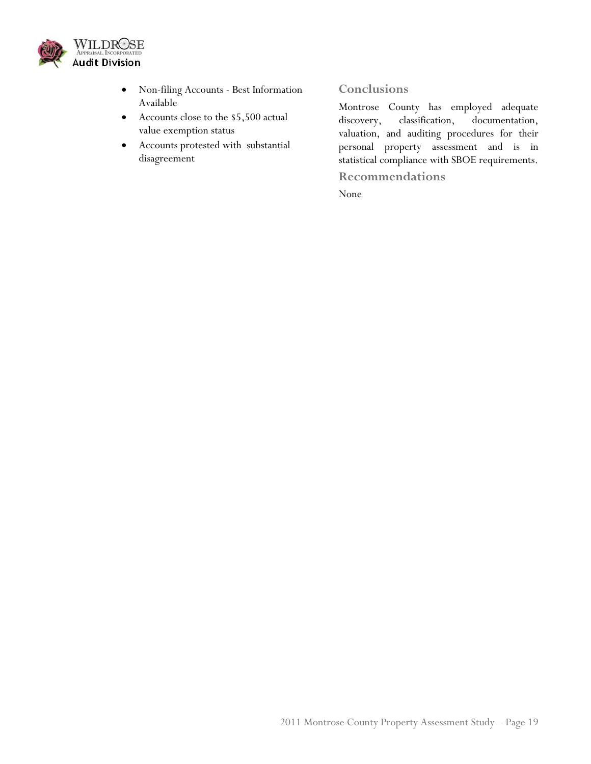- Non-filing Accounts - Best Information Available
- Accounts close to the $5,500 actual value exemption status
- Accounts protested with substantial disagreement

## Conclusions

Montrose County has employed adequate discovery, classification, documentation, valuation, and auditing procedures for their personal property assessment and is in statistical compliance with SBOE requirements.

## Recommendations

None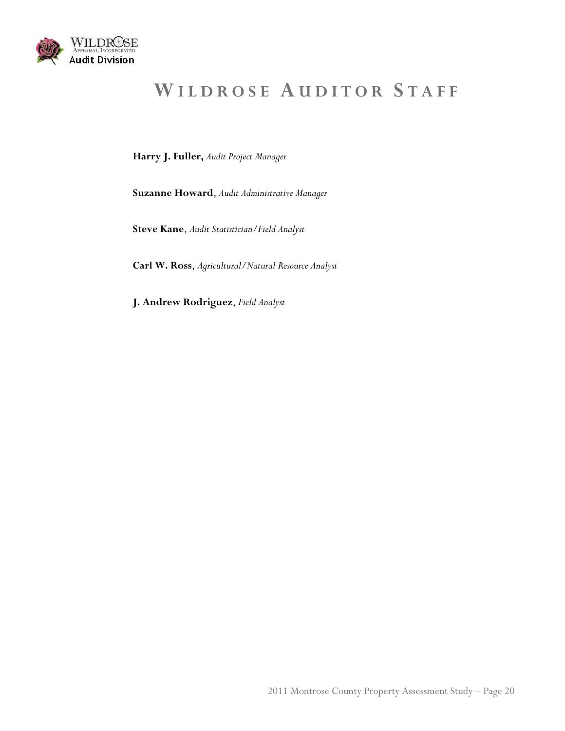# WILDROSE AUDITOR STAFF

**Harry J. Fuller,** *Audit Project Manager*

**Suzanne Howard**, *Audit Administrative Manager*

**Steve Kane**, *Audit Statistician/Field Analyst*

**Carl W. Ross**, *Agricultural/Natural Resource Analyst*

**J. Andrew Rodriguez**, *Field Analyst*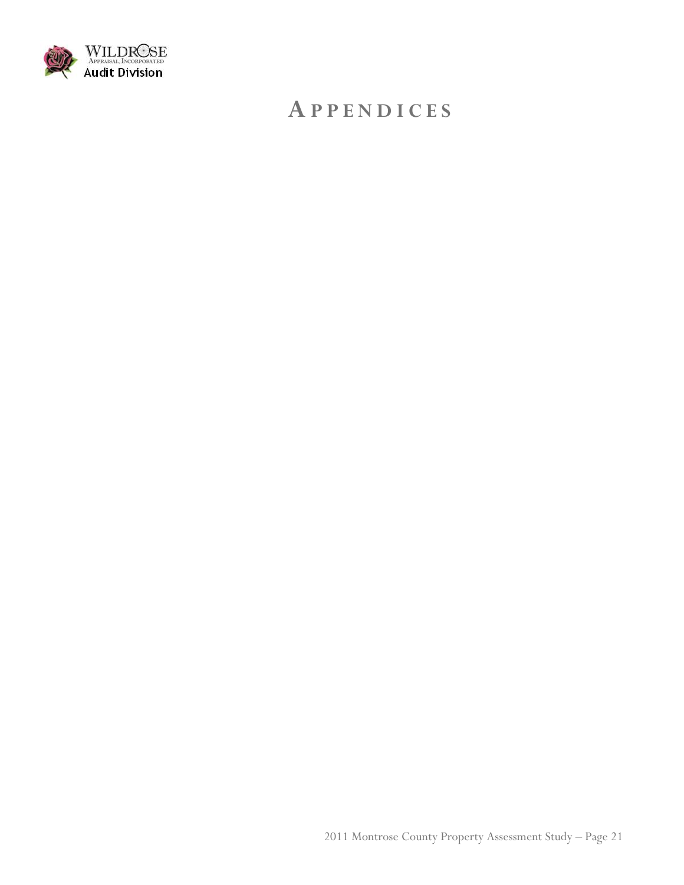# APPENDICES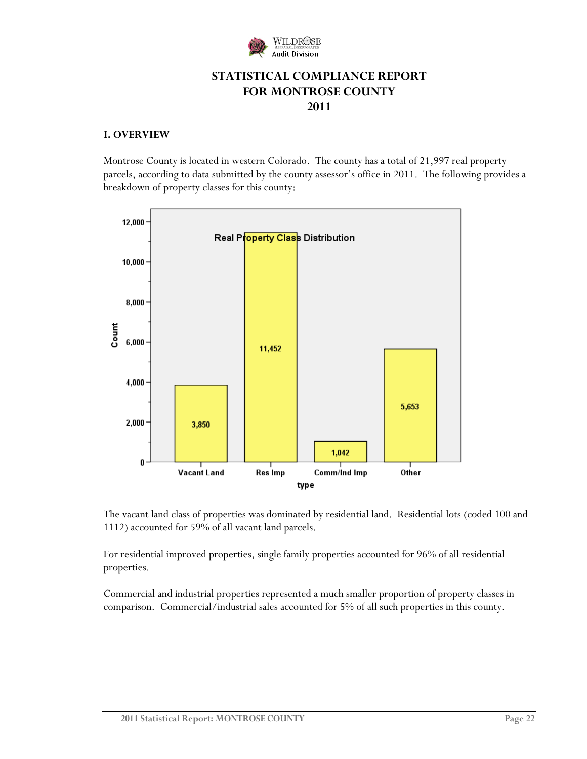# STATISTICAL COMPLIANCE REPORT FOR MONTROSE COUNTY 2011

## I. OVERVIEW

Montrose County is located in western Colorado. The county has a total of 21,997 real property parcels, according to data submitted by the county assessor's office in 2011. The following provides a breakdown of property classes for this county:

**Real Property Class Distribution**

| type | Count |
|---|---|
| Vacant Land | 3,850 |
| Res Imp | 11,452 |
| Comm/Ind Imp | 1,042 |
| Other | 5,653 |

The vacant land class of properties was dominated by residential land. Residential lots (coded 100 and 1112) accounted for 59% of all vacant land parcels.

For residential improved properties, single family properties accounted for 96% of all residential properties.

Commercial and industrial properties represented a much smaller proportion of property classes in comparison. Commercial/industrial sales accounted for 5% of all such properties in this county.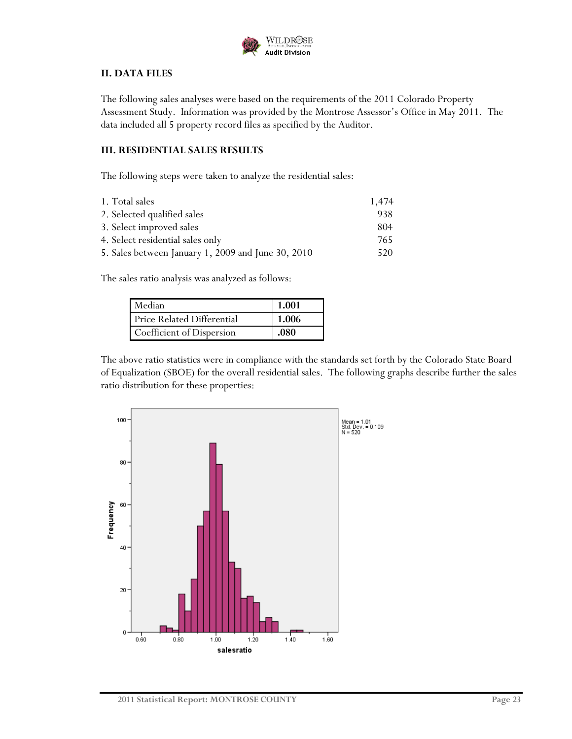## II. DATA FILES

The following sales analyses were based on the requirements of the 2011 Colorado Property Assessment Study. Information was provided by the Montrose Assessor's Office in May 2011. The data included all 5 property record files as specified by the Auditor.

## III. RESIDENTIAL SALES RESULTS

The following steps were taken to analyze the residential sales:

| | |
|---|---|
| 1. Total sales | 1,474 |
| 2. Selected qualified sales | 938 |
| 3. Select improved sales | 804 |
| 4. Select residential sales only | 765 |
| 5. Sales between January 1, 2009 and June 30, 2010 | 520 |

The sales ratio analysis was analyzed as follows:

| | |
|---|---|
| Median | **1.001** |
| Price Related Differential | **1.006** |
| Coefficient of Dispersion | **.080** |

The above ratio statistics were in compliance with the standards set forth by the Colorado State Board of Equalization (SBOE) for the overall residential sales. The following graphs describe further the sales ratio distribution for these properties:

Mean = 1.01
Std. Dev. = 0.109
N = 520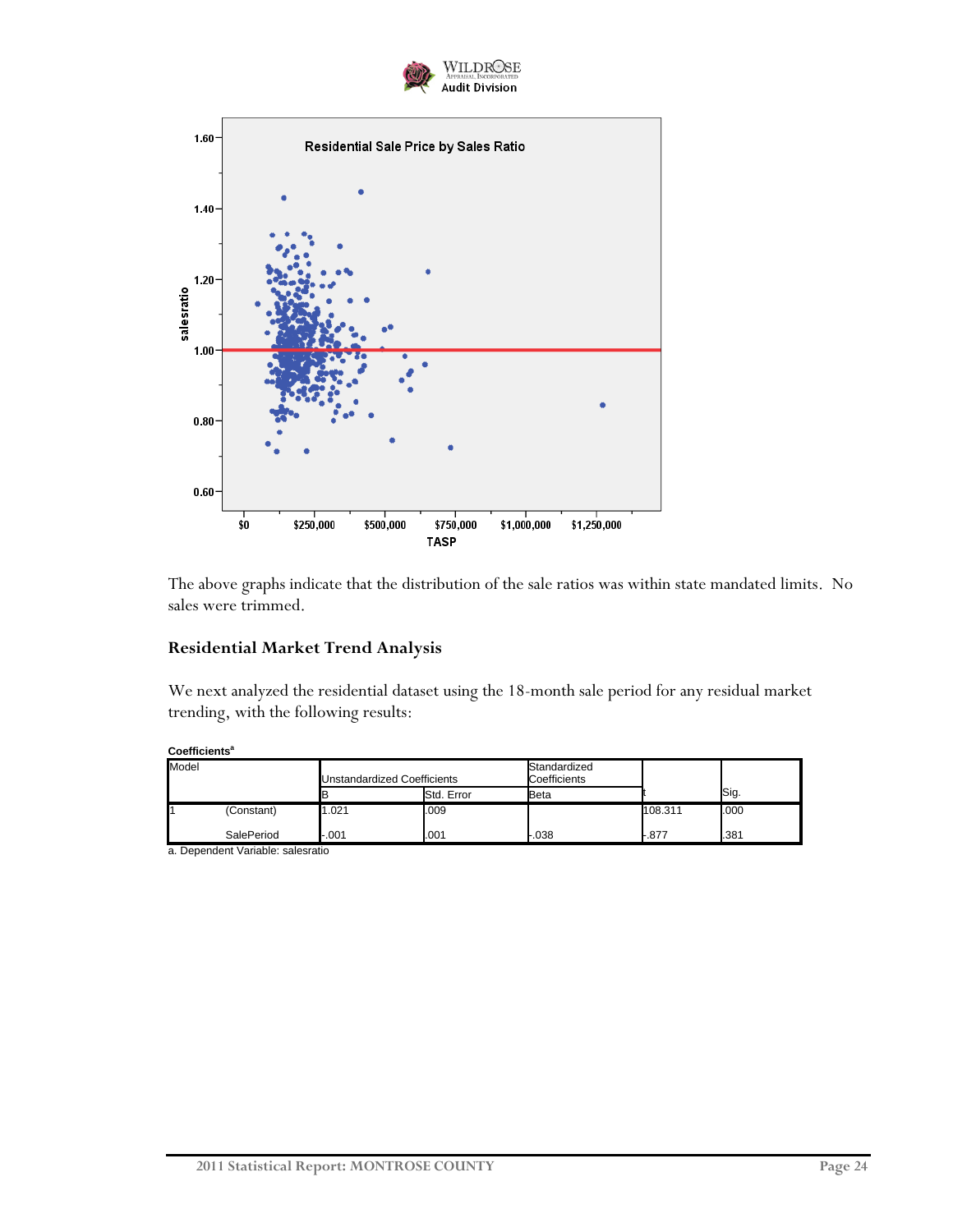The above graphs indicate that the distribution of the sale ratios was within state mandated limits. No sales were trimmed.

## Residential Market Trend Analysis

We next analyzed the residential dataset using the 18-month sale period for any residual market trending, with the following results:

**Coefficients[a]**

| Model | | Unstandardized Coefficients | | Standardized Coefficients | | |
|---|---|---|---|---|---|---|
| | | B | Std. Error | Beta | t | Sig. |
| 1 | (Constant) | 1.021 | .009 | | 108.311 | .000 |
| | SalePeriod | -.001 | .001 | -.038 | -.877 | .381 |

a. Dependent Variable: salesratio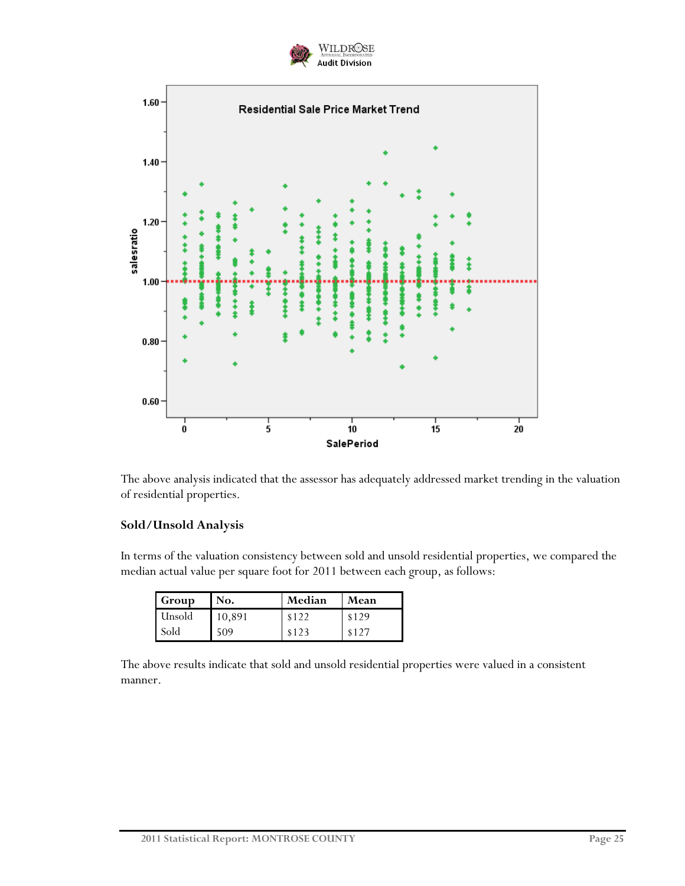The above analysis indicated that the assessor has adequately addressed market trending in the valuation of residential properties.

### Sold/Unsold Analysis

In terms of the valuation consistency between sold and unsold residential properties, we compared the median actual value per square foot for 2011 between each group, as follows:

| Group | No. | Median | Mean |
|---|---|---|---|
| Unsold | 10,891 | $122 | $129 |
| Sold | 509 | $123 | $127 |

The above results indicate that sold and unsold residential properties were valued in a consistent manner.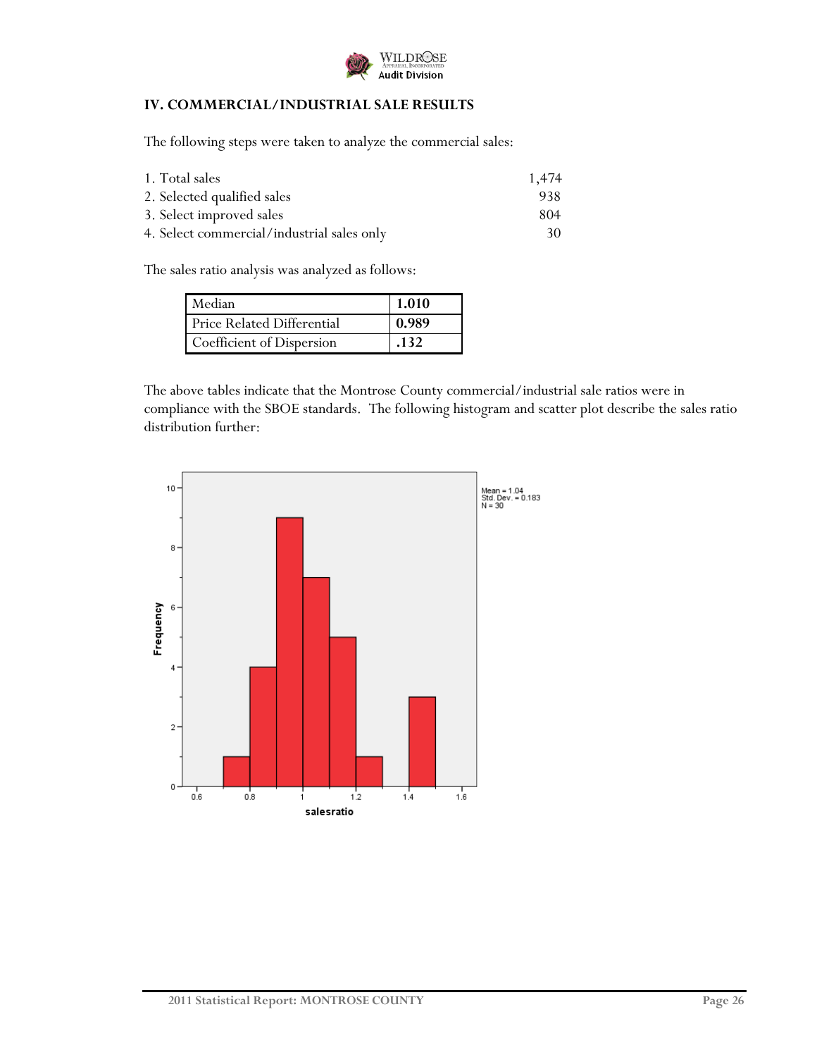## IV. COMMERCIAL/INDUSTRIAL SALE RESULTS

The following steps were taken to analyze the commercial sales:

| | |
|---|---|
| 1. Total sales | 1,474 |
| 2. Selected qualified sales | 938 |
| 3. Select improved sales | 804 |
| 4. Select commercial/industrial sales only | 30 |

The sales ratio analysis was analyzed as follows:

| | |
|---|---|
| Median | **1.010** |
| Price Related Differential | **0.989** |
| Coefficient of Dispersion | **.132** |

The above tables indicate that the Montrose County commercial/industrial sale ratios were in compliance with the SBOE standards. The following histogram and scatter plot describe the sales ratio distribution further: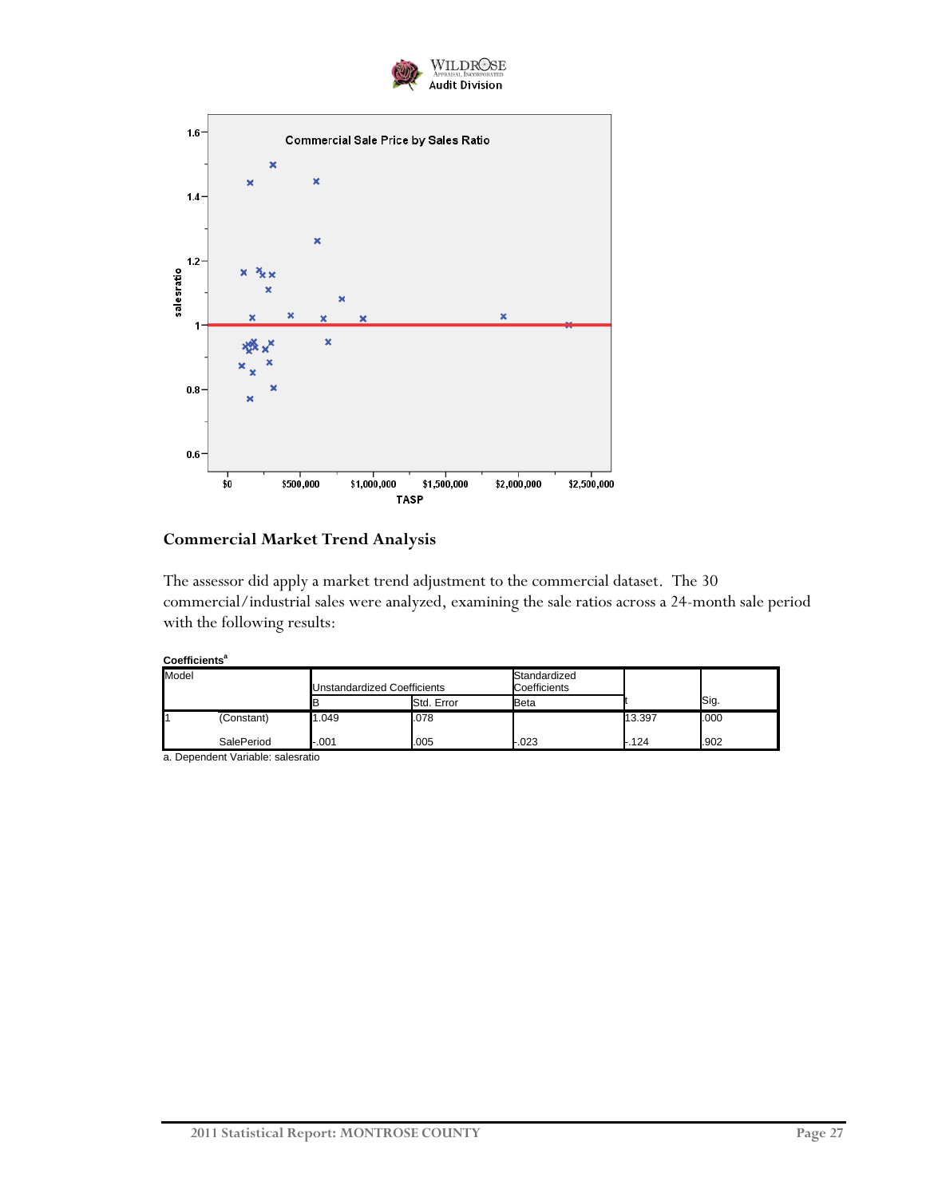## Commercial Market Trend Analysis

The assessor did apply a market trend adjustment to the commercial dataset. The 30 commercial/industrial sales were analyzed, examining the sale ratios across a 24-month sale period with the following results:

**Coefficients[a]**

| Model | | Unstandardized Coefficients | | Standardized Coefficients | t | Sig. |
|---|---|---|---|---|---|---|
| | | B | Std. Error | Beta | | |
| 1 | (Constant) | 1.049 | .078 | | 13.397 | .000 |
| | SalePeriod | -.001 | .005 | -.023 | -.124 | .902 |

a. Dependent Variable: salesratio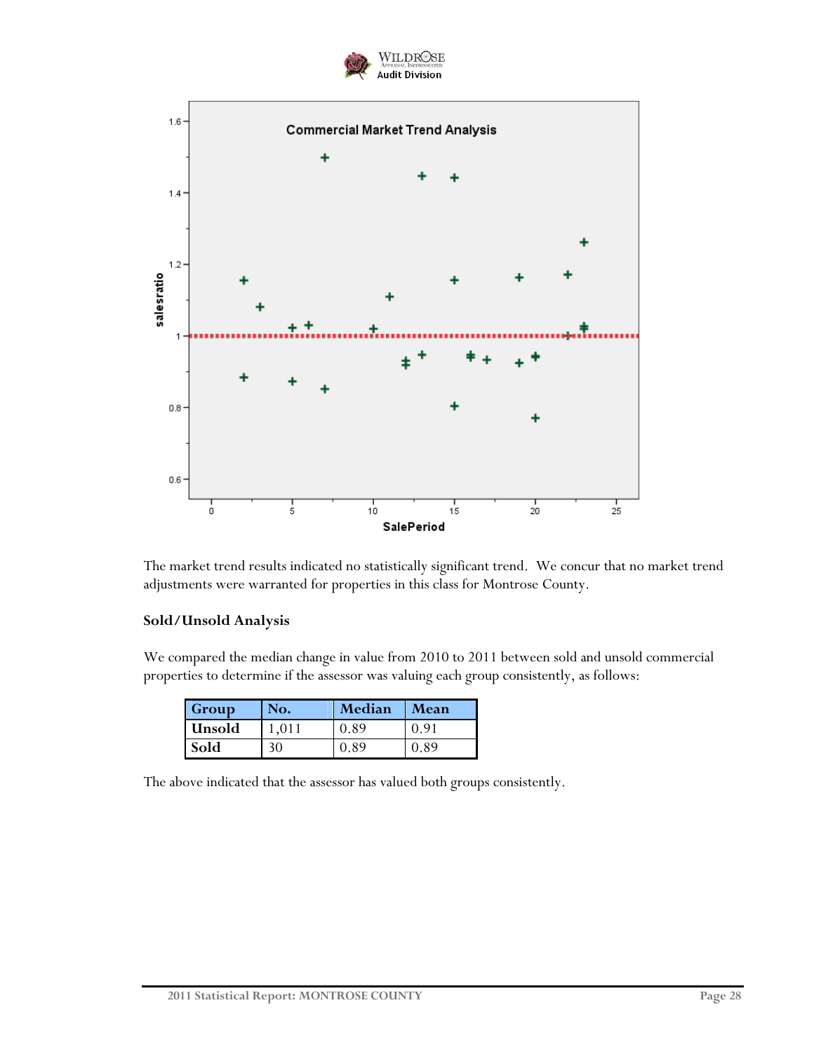The market trend results indicated no statistically significant trend. We concur that no market trend adjustments were warranted for properties in this class for Montrose County.

### Sold/Unsold Analysis

We compared the median change in value from 2010 to 2011 between sold and unsold commercial properties to determine if the assessor was valuing each group consistently, as follows:

| Group | No. | Median | Mean |
|---|---|---|---|
| Unsold | 1,011 | 0.89 | 0.91 |
| Sold | 30 | 0.89 | 0.89 |

The above indicated that the assessor has valued both groups consistently.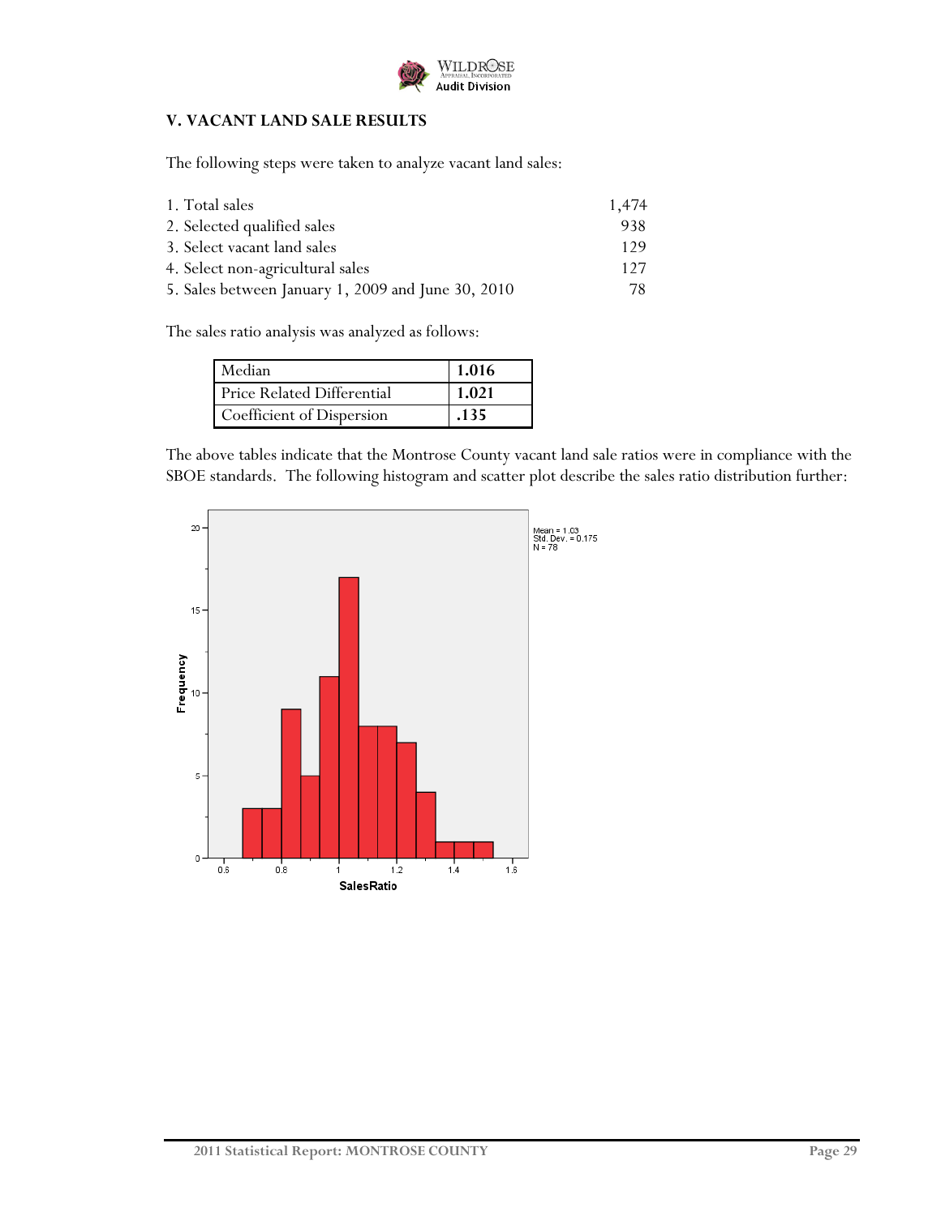## V. VACANT LAND SALE RESULTS

The following steps were taken to analyze vacant land sales:

| | |
|---|---|
| 1. Total sales | 1,474 |
| 2. Selected qualified sales | 938 |
| 3. Select vacant land sales | 129 |
| 4. Select non-agricultural sales | 127 |
| 5. Sales between January 1, 2009 and June 30, 2010 | 78 |

The sales ratio analysis was analyzed as follows:

| | |
|---|---|
| Median | **1.016** |
| Price Related Differential | **1.021** |
| Coefficient of Dispersion | **.135** |

The above tables indicate that the Montrose County vacant land sale ratios were in compliance with the SBOE standards. The following histogram and scatter plot describe the sales ratio distribution further:

Mean = 1.03
Std. Dev. = 0.175
N = 78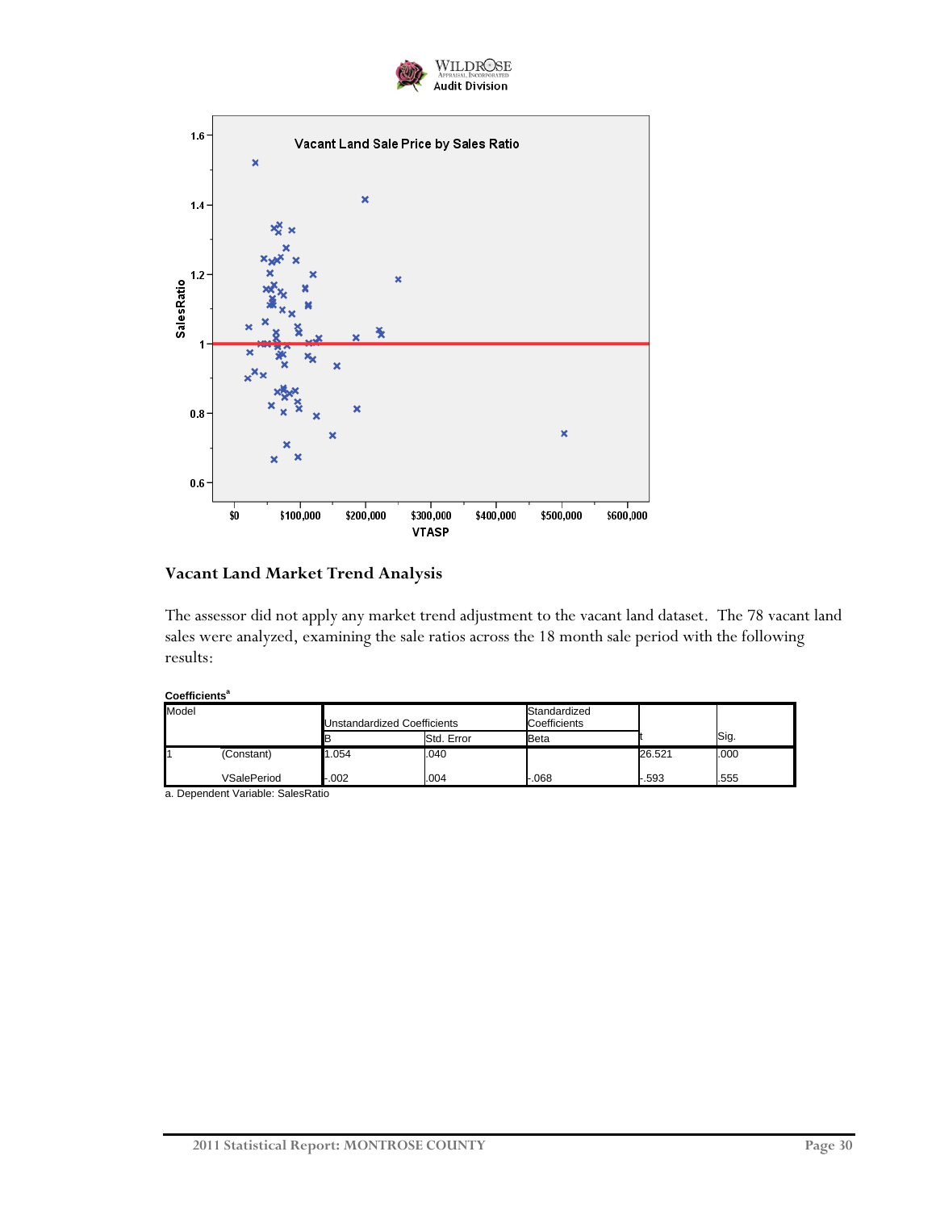## Vacant Land Market Trend Analysis

The assessor did not apply any market trend adjustment to the vacant land dataset. The 78 vacant land sales were analyzed, examining the sale ratios across the 18 month sale period with the following results:

**Coefficients[a]**

| Model | | Unstandardized Coefficients | | Standardized Coefficients | | |
|---|---|---|---|---|---|---|
| | | B | Std. Error | Beta | t | Sig. |
| 1 | (Constant) | 1.054 | .040 | | 26.521 | .000 |
| | VSalePeriod | -.002 | .004 | -.068 | -.593 | .555 |

a. Dependent Variable: SalesRatio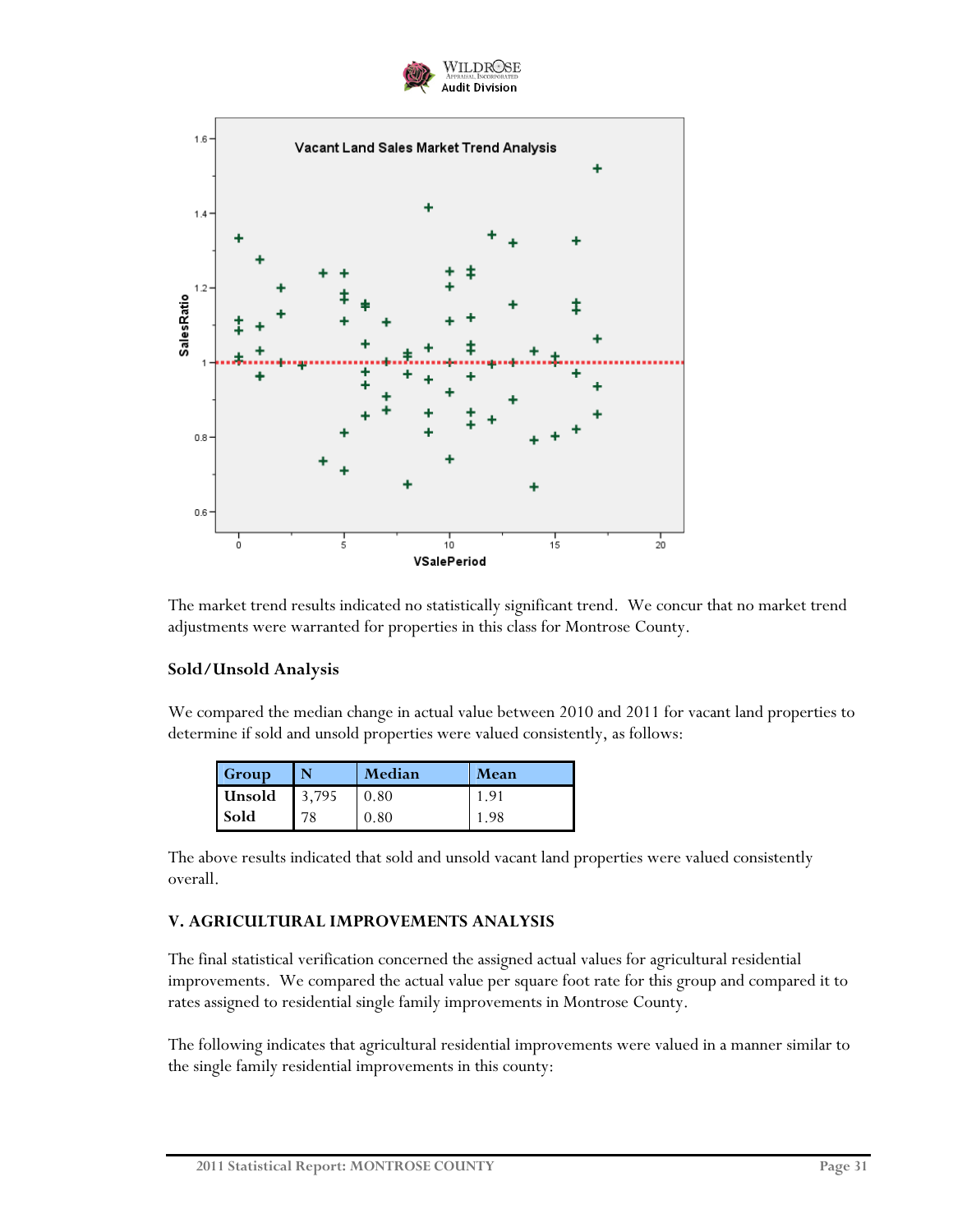The market trend results indicated no statistically significant trend. We concur that no market trend adjustments were warranted for properties in this class for Montrose County.

### Sold/Unsold Analysis

We compared the median change in actual value between 2010 and 2011 for vacant land properties to determine if sold and unsold properties were valued consistently, as follows:

| Group | N | Median | Mean |
|---|---|---|---|
| Unsold | 3,795 | 0.80 | 1.91 |
| Sold | 78 | 0.80 | 1.98 |

The above results indicated that sold and unsold vacant land properties were valued consistently overall.

## V. AGRICULTURAL IMPROVEMENTS ANALYSIS

The final statistical verification concerned the assigned actual values for agricultural residential improvements. We compared the actual value per square foot rate for this group and compared it to rates assigned to residential single family improvements in Montrose County.

The following indicates that agricultural residential improvements were valued in a manner similar to the single family residential improvements in this county: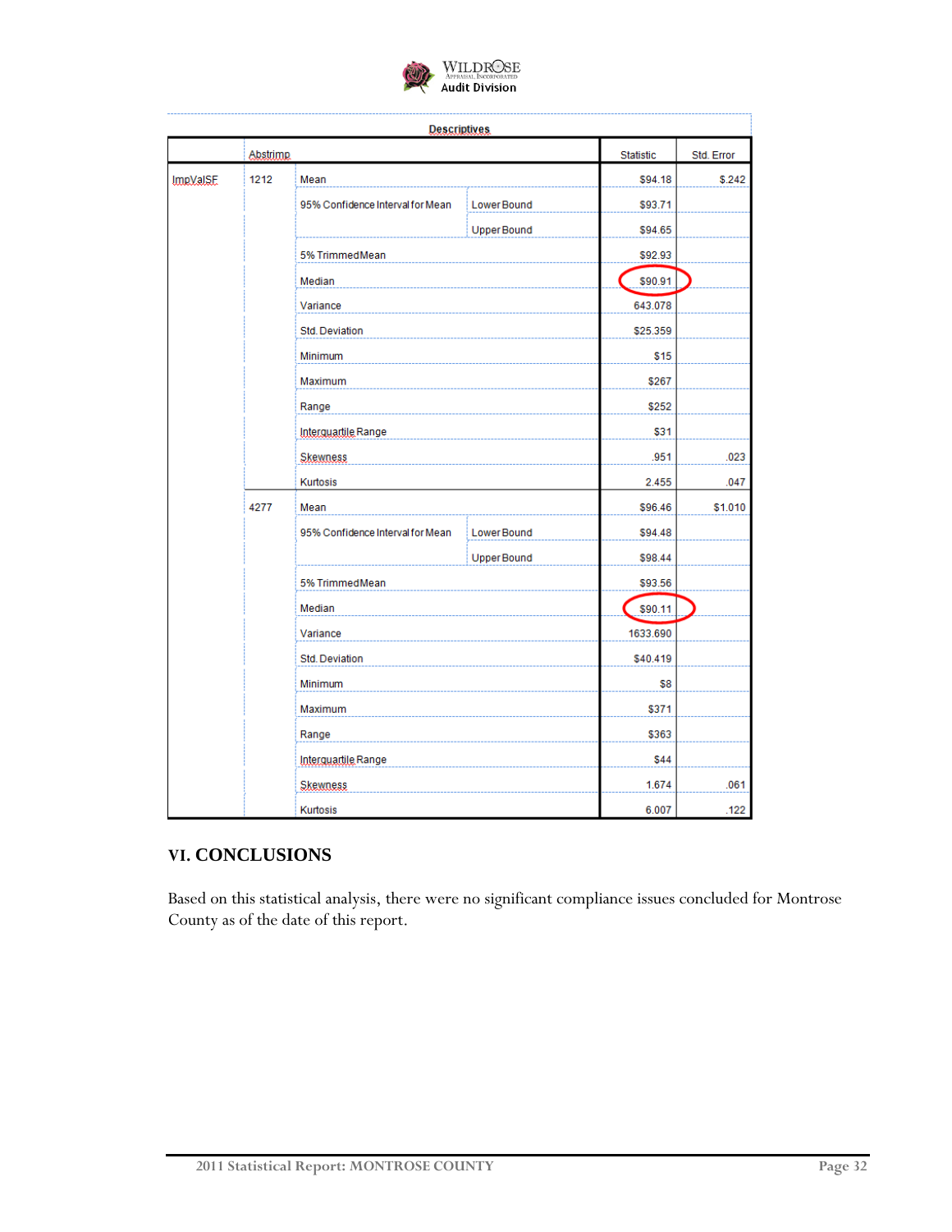**Descriptives**

| | Abstrimp | | | Statistic | Std. Error |
|---|---|---|---|---|---|
| ImpValSF | 1212 | Mean | | $94.18 | $.242 |
| | | 95% Confidence Interval for Mean | Lower Bound | $93.71 | |
| | | | Upper Bound | $94.65 | |
| | | 5% Trimmed Mean | | $92.93 | |
| | | Median | | $90.91 | |
| | | Variance | | 643.078 | |
| | | Std. Deviation | | $25.359 | |
| | | Minimum | | $15 | |
| | | Maximum | | $267 | |
| | | Range | | $252 | |
| | | Interquartile Range | | $31 | |
| | | Skewness | | .951 | .023 |
| | | Kurtosis | | 2.455 | .047 |
| | 4277 | Mean | | $96.46 | $1.010 |
| | | 95% Confidence Interval for Mean | Lower Bound | $94.48 | |
| | | | Upper Bound | $98.44 | |
| | | 5% Trimmed Mean | | $93.56 | |
| | | Median | | $90.11 | |
| | | Variance | | 1633.690 | |
| | | Std. Deviation | | $40.419 | |
| | | Minimum | | $8 | |
| | | Maximum | | $371 | |
| | | Range | | $363 | |
| | | Interquartile Range | | $44 | |
| | | Skewness | | 1.674 | .061 |
| | | Kurtosis | | 6.007 | .122 |

## VI. CONCLUSIONS

Based on this statistical analysis, there were no significant compliance issues concluded for Montrose County as of the date of this report.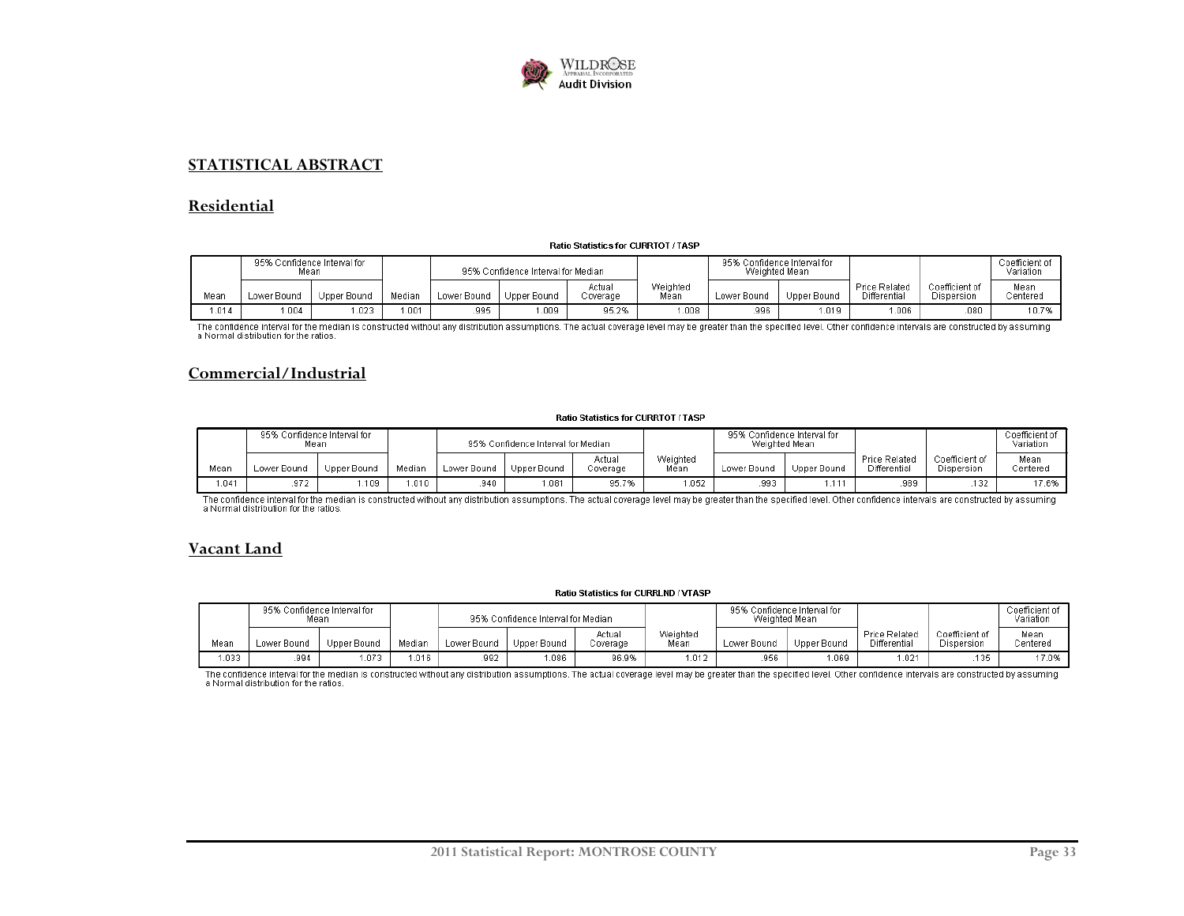## STATISTICAL ABSTRACT

### Residential

**Ratio Statistics for CURRTOT / TASP**

| Mean | 95% Confidence Interval for Mean | | Median | 95% Confidence Interval for Median | | | Weighted Mean | 95% Confidence Interval for Weighted Mean | | Price Related Differential | Coefficient of Dispersion | Coefficient of Variation |
|---|---|---|---|---|---|---|---|---|---|---|---|---|
| | Lower Bound | Upper Bound | | Lower Bound | Upper Bound | Actual Coverage | | Lower Bound | Upper Bound | | | Mean Centered |
| 1.014 | 1.004 | 1.023 | 1.001 | .995 | 1.009 | 95.2% | 1.008 | .996 | 1.019 | 1.006 | .080 | 10.7% |

The confidence interval for the median is constructed without any distribution assumptions. The actual coverage level may be greater than the specified level. Other confidence intervals are constructed by assuming a Normal distribution for the ratios.

### Commercial/Industrial

**Ratio Statistics for CURRTOT / TASP**

| Mean | 95% Confidence Interval for Mean | | Median | 95% Confidence Interval for Median | | | Weighted Mean | 95% Confidence Interval for Weighted Mean | | Price Related Differential | Coefficient of Dispersion | Coefficient of Variation |
|---|---|---|---|---|---|---|---|---|---|---|---|---|
| | Lower Bound | Upper Bound | | Lower Bound | Upper Bound | Actual Coverage | | Lower Bound | Upper Bound | | | Mean Centered |
| 1.041 | .972 | 1.109 | 1.010 | .940 | 1.081 | 95.7% | 1.052 | .993 | 1.111 | .989 | .132 | 17.6% |

The confidence interval for the median is constructed without any distribution assumptions. The actual coverage level may be greater than the specified level. Other confidence intervals are constructed by assuming a Normal distribution for the ratios.

### Vacant Land

**Ratio Statistics for CURRLND / VTASP**

| Mean | 95% Confidence Interval for Mean | | Median | 95% Confidence Interval for Median | | | Weighted Mean | 95% Confidence Interval for Weighted Mean | | Price Related Differential | Coefficient of Dispersion | Coefficient of Variation |
|---|---|---|---|---|---|---|---|---|---|---|---|---|
| | Lower Bound | Upper Bound | | Lower Bound | Upper Bound | Actual Coverage | | Lower Bound | Upper Bound | | | Mean Centered |
| 1.033 | .994 | 1.073 | 1.016 | .992 | 1.086 | 96.9% | 1.012 | .956 | 1.069 | 1.021 | .135 | 17.0% |

The confidence interval for the median is constructed without any distribution assumptions. The actual coverage level may be greater than the specified level. Other confidence intervals are constructed by assuming a Normal distribution for the ratios.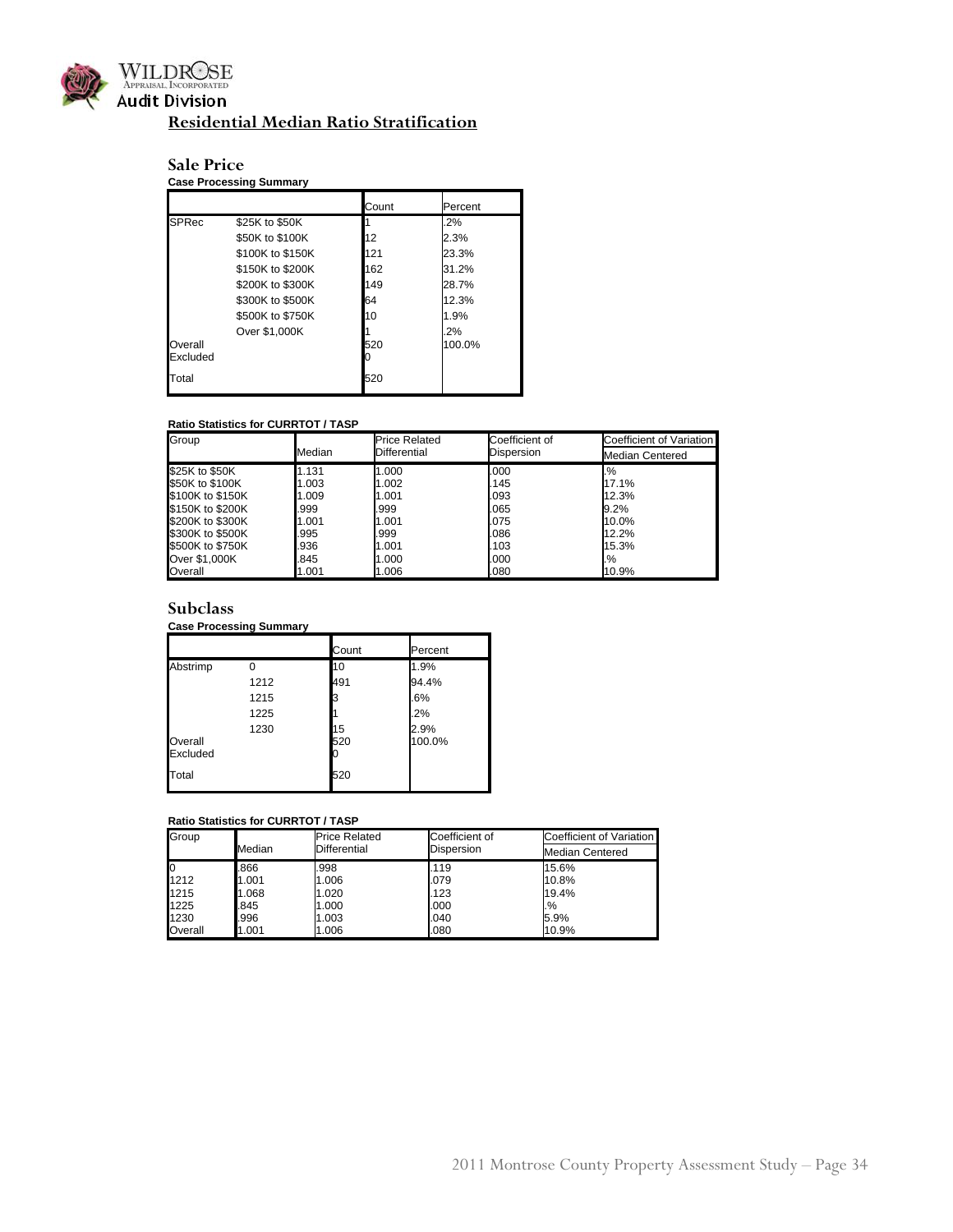**Audit Division**

# Residential Median Ratio Stratification

## Sale Price

**Case Processing Summary**

| | | Count | Percent |
|---|---|---|---|
| SPRec | $25K to $50K | 1 | .2% |
| | $50K to $100K | 12 | 2.3% |
| | $100K to $150K | 121 | 23.3% |
| | $150K to $200K | 162 | 31.2% |
| | $200K to $300K | 149 | 28.7% |
| | $300K to $500K | 64 | 12.3% |
| | $500K to $750K | 10 | 1.9% |
| | Over $1,000K | 1 | .2% |
| Overall | | 520 | 100.0% |
| Excluded | | 0 | |
| Total | | 520 | |

**Ratio Statistics for CURRTOT / TASP**

| Group | Median | Price Related Differential | Coefficient of Dispersion | Coefficient of Variation Median Centered |
|---|---|---|---|---|
| $25K to $50K | 1.131 | 1.000 | .000 | .% |
| $50K to $100K | 1.003 | 1.002 | .145 | 17.1% |
| $100K to $150K | 1.009 | 1.001 | .093 | 12.3% |
| $150K to $200K | .999 | .999 | .065 | 9.2% |
| $200K to $300K | 1.001 | 1.001 | .075 | 10.0% |
| $300K to $500K | .995 | .999 | .086 | 12.2% |
| $500K to $750K | .936 | 1.001 | .103 | 15.3% |
| Over $1,000K | .845 | 1.000 | .000 | .% |
| Overall | 1.001 | 1.006 | .080 | 10.9% |

## Subclass

**Case Processing Summary**

| | | Count | Percent |
|---|---|---|---|
| Abstrimp | 0 | 10 | 1.9% |
| | 1212 | 491 | 94.4% |
| | 1215 | 3 | .6% |
| | 1225 | 1 | .2% |
| | 1230 | 15 | 2.9% |
| Overall | | 520 | 100.0% |
| Excluded | | 0 | |
| Total | | 520 | |

**Ratio Statistics for CURRTOT / TASP**

| Group | Median | Price Related Differential | Coefficient of Dispersion | Coefficient of Variation Median Centered |
|---|---|---|---|---|
| 0 | .866 | .998 | .119 | 15.6% |
| 1212 | 1.001 | 1.006 | .079 | 10.8% |
| 1215 | 1.068 | 1.020 | .123 | 19.4% |
| 1225 | .845 | 1.000 | .000 | .% |
| 1230 | .996 | 1.003 | .040 | 5.9% |
| Overall | 1.001 | 1.006 | .080 | 10.9% |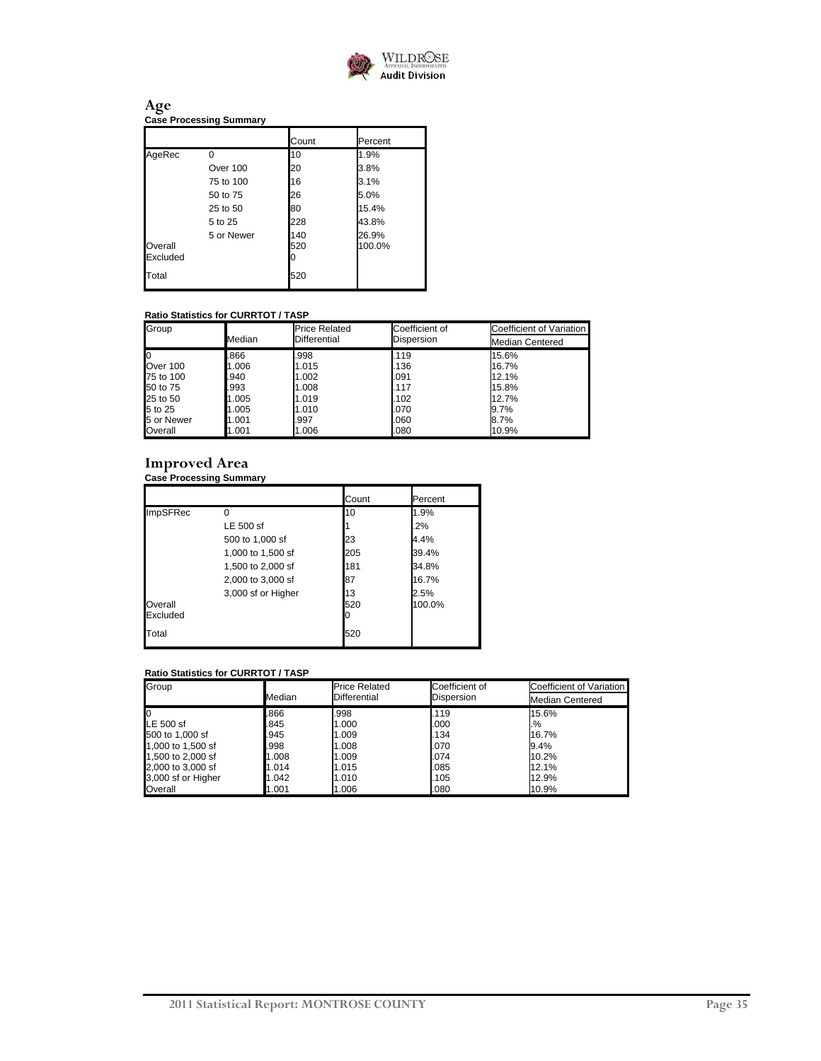## Age

**Case Processing Summary**

| | | Count | Percent |
|---|---|---|---|
| AgeRec | 0 | 10 | 1.9% |
| | Over 100 | 20 | 3.8% |
| | 75 to 100 | 16 | 3.1% |
| | 50 to 75 | 26 | 5.0% |
| | 25 to 50 | 80 | 15.4% |
| | 5 to 25 | 228 | 43.8% |
| | 5 or Newer | 140 | 26.9% |
| Overall | | 520 | 100.0% |
| Excluded | | 0 | |
| Total | | 520 | |

**Ratio Statistics for CURRTOT / TASP**

| Group | Median | Price Related Differential | Coefficient of Dispersion | Coefficient of Variation Median Centered |
|---|---|---|---|---|
| 0 | .866 | .998 | .119 | 15.6% |
| Over 100 | 1.006 | 1.015 | .136 | 16.7% |
| 75 to 100 | .940 | 1.002 | .091 | 12.1% |
| 50 to 75 | .993 | 1.008 | .117 | 15.8% |
| 25 to 50 | 1.005 | 1.019 | .102 | 12.7% |
| 5 to 25 | 1.005 | 1.010 | .070 | 9.7% |
| 5 or Newer | 1.001 | .997 | .060 | 8.7% |
| Overall | 1.001 | 1.006 | .080 | 10.9% |

## Improved Area

**Case Processing Summary**

| | | Count | Percent |
|---|---|---|---|
| ImpSFRec | 0 | 10 | 1.9% |
| | LE 500 sf | 1 | .2% |
| | 500 to 1,000 sf | 23 | 4.4% |
| | 1,000 to 1,500 sf | 205 | 39.4% |
| | 1,500 to 2,000 sf | 181 | 34.8% |
| | 2,000 to 3,000 sf | 87 | 16.7% |
| | 3,000 sf or Higher | 13 | 2.5% |
| Overall | | 520 | 100.0% |
| Excluded | | 0 | |
| Total | | 520 | |

**Ratio Statistics for CURRTOT / TASP**

| Group | Median | Price Related Differential | Coefficient of Dispersion | Coefficient of Variation Median Centered |
|---|---|---|---|---|
| 0 | .866 | .998 | .119 | 15.6% |
| LE 500 sf | .845 | 1.000 | .000 | .% |
| 500 to 1,000 sf | .945 | 1.009 | .134 | 16.7% |
| 1,000 to 1,500 sf | .998 | 1.008 | .070 | 9.4% |
| 1,500 to 2,000 sf | 1.008 | 1.009 | .074 | 10.2% |
| 2,000 to 3,000 sf | 1.014 | 1.015 | .085 | 12.1% |
| 3,000 sf or Higher | 1.042 | 1.010 | .105 | 12.9% |
| Overall | 1.001 | 1.006 | .080 | 10.9% |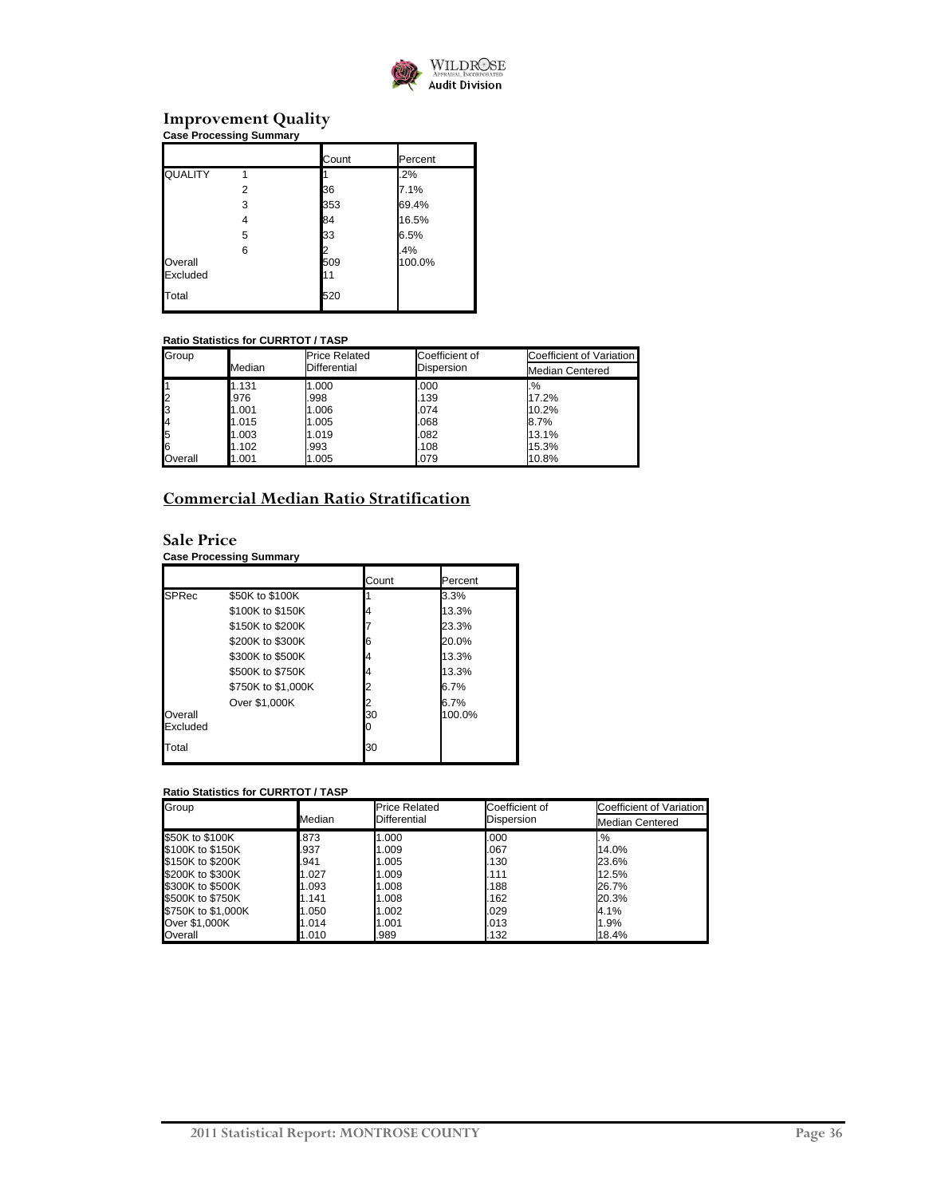## Improvement Quality

**Case Processing Summary**

| | | Count | Percent |
|---|---|---|---|
| QUALITY | 1 | 1 | .2% |
| | 2 | 36 | 7.1% |
| | 3 | 353 | 69.4% |
| | 4 | 84 | 16.5% |
| | 5 | 33 | 6.5% |
| | 6 | 2 | .4% |
| Overall | | 509 | 100.0% |
| Excluded | | 11 | |
| Total | | 520 | |

**Ratio Statistics for CURRTOT / TASP**

| Group | Median | Price Related Differential | Coefficient of Dispersion | Coefficient of Variation |
|---|---|---|---|---|
| | | | | Median Centered |
| 1 | 1.131 | 1.000 | .000 | .% |
| 2 | .976 | .998 | .139 | 17.2% |
| 3 | 1.001 | 1.006 | .074 | 10.2% |
| 4 | 1.015 | 1.005 | .068 | 8.7% |
| 5 | 1.003 | 1.019 | .082 | 13.1% |
| 6 | 1.102 | .993 | .108 | 15.3% |
| Overall | 1.001 | 1.005 | .079 | 10.8% |

## Commercial Median Ratio Stratification

## Sale Price

**Case Processing Summary**

| | | Count | Percent |
|---|---|---|---|
| SPRec | $50K to $100K | 1 | 3.3% |
| | $100K to $150K | 4 | 13.3% |
| | $150K to $200K | 7 | 23.3% |
| | $200K to $300K | 6 | 20.0% |
| | $300K to $500K | 4 | 13.3% |
| | $500K to $750K | 4 | 13.3% |
| | $750K to $1,000K | 2 | 6.7% |
| | Over $1,000K | 2 | 6.7% |
| Overall | | 30 | 100.0% |
| Excluded | | 0 | |
| Total | | 30 | |

**Ratio Statistics for CURRTOT / TASP**

| Group | Median | Price Related Differential | Coefficient of Dispersion | Coefficient of Variation |
|---|---|---|---|---|
| | | | | Median Centered |
| $50K to $100K | .873 | 1.000 | .000 | .% |
| $100K to $150K | .937 | 1.009 | .067 | 14.0% |
| $150K to $200K | .941 | 1.005 | .130 | 23.6% |
| $200K to $300K | 1.027 | 1.009 | .111 | 12.5% |
| $300K to $500K | 1.093 | 1.008 | .188 | 26.7% |
| $500K to $750K | 1.141 | 1.008 | .162 | 20.3% |
| $750K to $1,000K | 1.050 | 1.002 | .029 | 4.1% |
| Over $1,000K | 1.014 | 1.001 | .013 | 1.9% |
| Overall | 1.010 | .989 | .132 | 18.4% |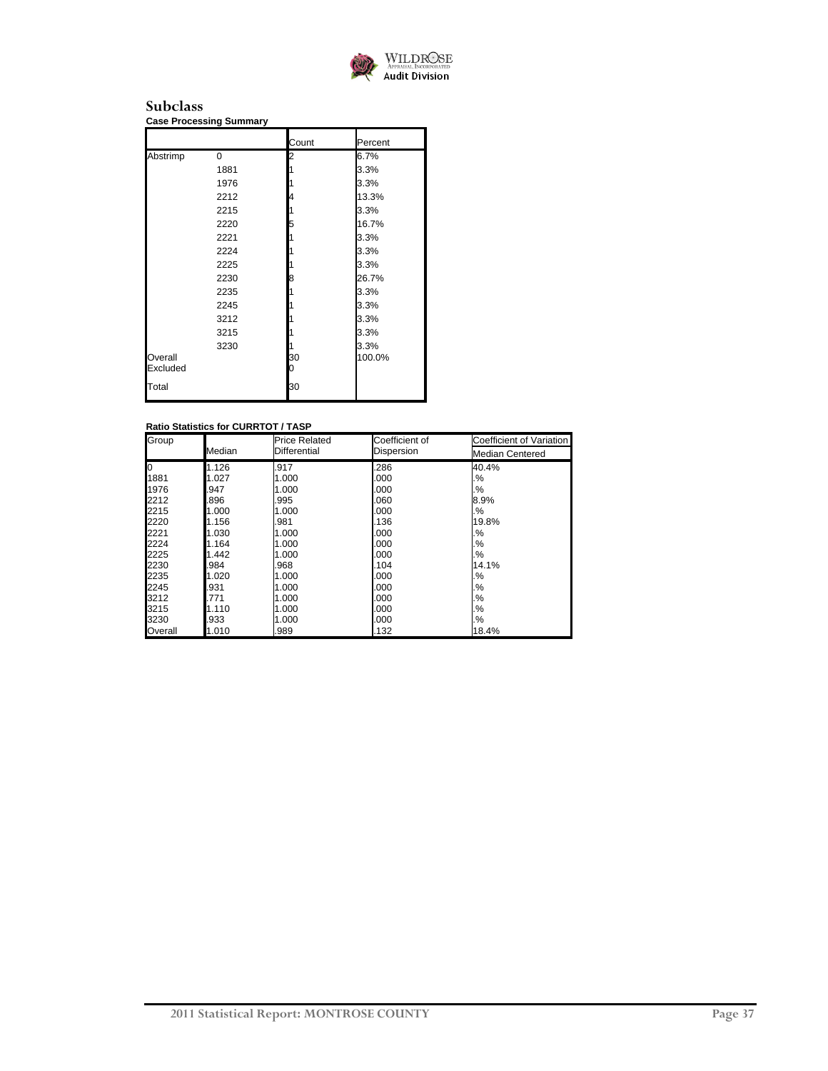## Subclass

**Case Processing Summary**

| | | Count | Percent |
|---|---|---|---|
| Abstrimp | 0 | 2 | 6.7% |
| | 1881 | 1 | 3.3% |
| | 1976 | 1 | 3.3% |
| | 2212 | 4 | 13.3% |
| | 2215 | 1 | 3.3% |
| | 2220 | 5 | 16.7% |
| | 2221 | 1 | 3.3% |
| | 2224 | 1 | 3.3% |
| | 2225 | 1 | 3.3% |
| | 2230 | 8 | 26.7% |
| | 2235 | 1 | 3.3% |
| | 2245 | 1 | 3.3% |
| | 3212 | 1 | 3.3% |
| | 3215 | 1 | 3.3% |
| | 3230 | 1 | 3.3% |
| Overall | | 30 | 100.0% |
| Excluded | | 0 | |
| Total | | 30 | |

**Ratio Statistics for CURRTOT / TASP**

| Group | Median | Price Related Differential | Coefficient of Dispersion | Coefficient of Variation |
|---|---|---|---|---|
| | | | | Median Centered |
| 0 | 1.126 | .917 | .286 | 40.4% |
| 1881 | 1.027 | 1.000 | .000 | .% |
| 1976 | .947 | 1.000 | .000 | .% |
| 2212 | .896 | .995 | .060 | 8.9% |
| 2215 | 1.000 | 1.000 | .000 | .% |
| 2220 | 1.156 | .981 | .136 | 19.8% |
| 2221 | 1.030 | 1.000 | .000 | .% |
| 2224 | 1.164 | 1.000 | .000 | .% |
| 2225 | 1.442 | 1.000 | .000 | .% |
| 2230 | .984 | .968 | .104 | 14.1% |
| 2235 | 1.020 | 1.000 | .000 | .% |
| 2245 | .931 | 1.000 | .000 | .% |
| 3212 | .771 | 1.000 | .000 | .% |
| 3215 | 1.110 | 1.000 | .000 | .% |
| 3230 | .933 | 1.000 | .000 | .% |
| Overall | 1.010 | .989 | .132 | 18.4% |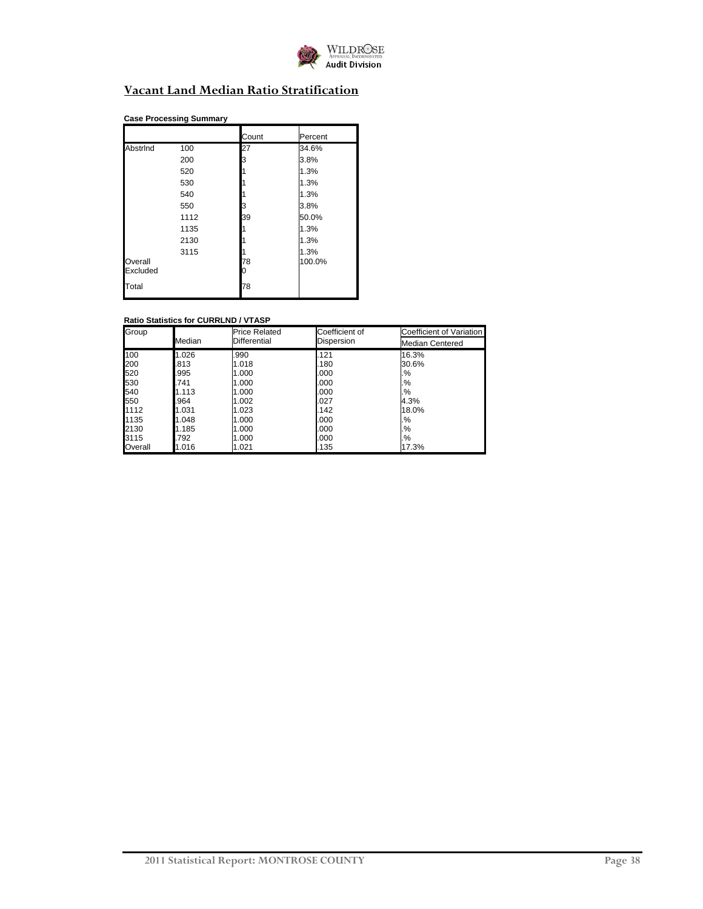## Vacant Land Median Ratio Stratification

**Case Processing Summary**

| | | Count | Percent |
|---|---|---|---|
| AbstrInd | 100 | 27 | 34.6% |
| | 200 | 3 | 3.8% |
| | 520 | 1 | 1.3% |
| | 530 | 1 | 1.3% |
| | 540 | 1 | 1.3% |
| | 550 | 3 | 3.8% |
| | 1112 | 39 | 50.0% |
| | 1135 | 1 | 1.3% |
| | 2130 | 1 | 1.3% |
| | 3115 | 1 | 1.3% |
| Overall | | 78 | 100.0% |
| Excluded | | 0 | |
| Total | | 78 | |

**Ratio Statistics for CURRLND / VTASP**

| Group | Median | Price Related Differential | Coefficient of Dispersion | Coefficient of Variation |
|---|---|---|---|---|
| | | | | Median Centered |
| 100 | 1.026 | .990 | .121 | 16.3% |
| 200 | .813 | 1.018 | .180 | 30.6% |
| 520 | .995 | 1.000 | .000 | .% |
| 530 | .741 | 1.000 | .000 | .% |
| 540 | 1.113 | 1.000 | .000 | .% |
| 550 | .964 | 1.002 | .027 | 4.3% |
| 1112 | 1.031 | 1.023 | .142 | 18.0% |
| 1135 | 1.048 | 1.000 | .000 | .% |
| 2130 | 1.185 | 1.000 | .000 | .% |
| 3115 | .792 | 1.000 | .000 | .% |
| Overall | 1.016 | 1.021 | .135 | 17.3% |